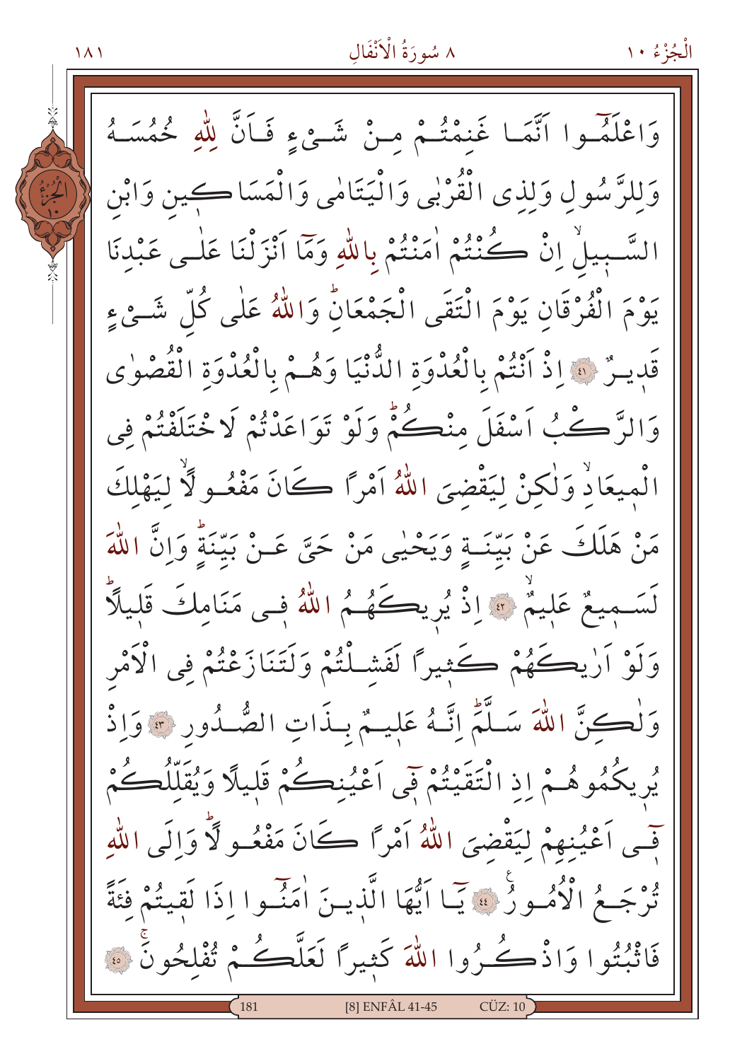وَاعْلَمُوا اَنَّمَا غَنِمْتُمْ مِنْ شَيْءٍ فَاَنَّ لِلّٰهِ خُمُسَهُ وَلِلرَّسُولِ وَلِذِي الْقُرْبٰى وَالْيَتَامٰى وَالْمَسَاكِينِ وَابْنِ السَّبِيلِۙ اِنْ كُنْتُمْ اٰمَنْتُمْ بِاللّٰهِ وَمَٓا اَنْزَلْنَا عَلٰى عَبْدِنَا يَوْمَ الْفُرْقَانِ يَوْمَ الْتَقَى الْجَمْعَانِۜ وَاللّٰهُ عَلٰى كُلِّ شَيْءٍ قَدِيرٌ ﴿٤١﴾ اِذْ اَنْتُمْ بِالْعُدْوَةِ الدُّنْيَا وَهُمْ بِالْعُدْوَةِ الْقُصْوٰى وَالرَّكْبُ اَسْفَلَ مِنْكُمْۜ وَلَوْ تَوَاعَدْتُمْ لَاخْتَلَفْتُمْ فِي الْمِيعَادِۙ وَلٰكِنْ لِيَقْضِيَ اللّٰهُ اَمْرًا كَانَ مَفْعُولًاۙ لِيَهْلِكَ مَنْ هَلَكَ عَنْ بَيِّنَةٍ وَيَحْيٰى مَنْ حَيَّ عَنْ بَيِّنَةٍۜ وَاِنَّ اللّٰهَ لَسَمِيعٌ عَلِيمٌۙ ﴿٤٢﴾ اِذْ يُرِيكَهُمُ اللّٰهُ فِي مَنَامِكَ قَلِيلًاۜ وَلَوْ اَرٰيكَهُمْ كَثِيرًا لَفَشِلْتُمْ وَلَتَنَازَعْتُمْ فِي الْاَمْرِ وَلٰكِنَّ اللّٰهَ سَلَّمَۜ اِنَّهُ عَلِيمٌ بِذَاتِ الصُّدُورِ ﴿٤٣﴾ وَاِذْ يُرِيكُمُوهُمْ اِذِ الْتَقَيْتُمْ فٖٓي اَعْيُنِكُمْ قَلِيلًا وَيُقَلِّلُكُمْ فٖٓي اَعْيُنِهِمْ لِيَقْضِيَ اللّٰهُ اَمْرًا كَانَ مَفْعُولًاۜ وَاِلَى اللّٰهِ تُرْجَعُ الْاُمُورُ ﴿٤٤﴾ يَٓا اَيُّهَا الَّذِينَ اٰمَنُٓوا اِذَا لَقِيتُمْ فِئَةً فَاثْبُتُوا وَاذْكُرُوا اللّٰهَ كَثِيرًا لَعَلَّكُمْ تُفْلِحُونَۚ ﴿٤٥﴾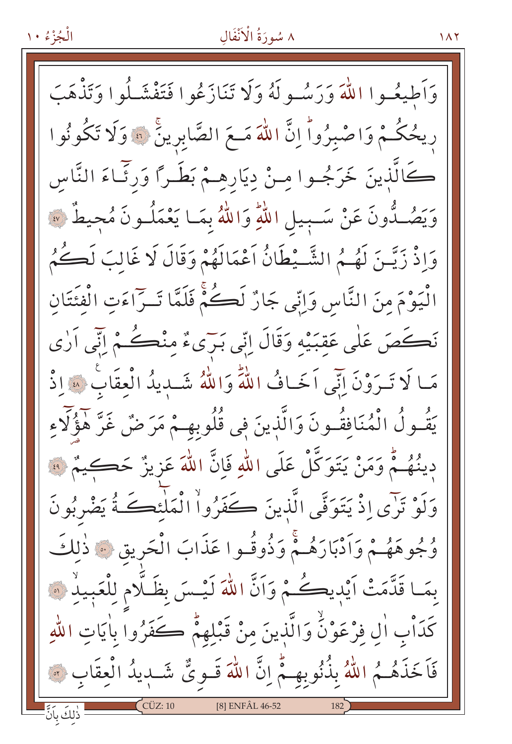وَاَطِيعُوا اللّٰهَ وَرَسُولَهُ وَلَا تَنَازَعُوا فَتَفْشَلُوا وَتَذْهَبَ رِيحُكُمْ وَاصْبِرُواۜ اِنَّ اللّٰهَ مَعَ الصَّابِرِينَۚ ﴿٤٦﴾ وَلَا تَكُونُوا كَالَّذِينَ خَرَجُوا مِنْ دِيَارِهِمْ بَطَرًا وَرِئَٓاءَ النَّاسِ وَيَصُدُّونَ عَنْ سَبِيلِ اللّٰهِۜ وَاللّٰهُ بِمَا يَعْمَلُونَ مُحِيطٌ ﴿٤٧﴾ وَاِذْ زَيَّنَ لَهُمُ الشَّيْطَانُ اَعْمَالَهُمْ وَقَالَ لَا غَالِبَ لَكُمُ الْيَوْمَ مِنَ النَّاسِ وَاِنّ۪ي جَارٌ لَكُمْۚ فَلَمَّا تَرَٓاءَتِ الْفِئَتَانِ نَكَصَ عَلٰى عَقِبَيْهِ وَقَالَ اِنّ۪ي بَر۪ٓيءٌ مِنْكُمْ اِنّ۪ٓي اَرٰى مَا لَا تَرَوْنَ اِنّ۪ٓي اَخَافُ اللّٰهَۜ وَاللّٰهُ شَد۪يدُ الْعِقَابِ۟ ﴿٤٨﴾ اِذْ يَقُولُ الْمُنَافِقُونَ وَالَّذِينَ ف۪ي قُلُوبِهِمْ مَرَضٌ غَرَّ هٰٓؤُ۬لَٓاءِ د۪ينُهُمْۜ وَمَنْ يَتَوَكَّلْ عَلَى اللّٰهِ فَاِنَّ اللّٰهَ عَز۪يزٌ حَك۪يمٌ ﴿٤٩﴾ وَلَوْ تَرٰٓى اِذْ يَتَوَفَّى الَّذ۪ينَ كَفَرُواۙ الْمَلٰٓئِكَةُ يَضْرِبُونَ وُجُوهَهُمْ وَاَدْبَارَهُمْۚ وَذُوقُوا عَذَابَ الْحَر۪يقِ ﴿٥٠﴾ ذٰلِكَ بِمَا قَدَّمَتْ اَيْد۪يكُمْ وَاَنَّ اللّٰهَ لَيْسَ بِظَلَّامٍ لِلْعَب۪يدِۙ ﴿٥١﴾ كَدَأْبِ اٰلِ فِرْعَوْنَۙ وَالَّذ۪ينَ مِنْ قَبْلِهِمْۜ كَفَرُوا بِاٰيَاتِ اللّٰهِ فَاَخَذَهُمُ اللّٰهُ بِذُنُوبِهِمْۜ اِنَّ اللّٰهَ قَوِيٌّ شَد۪يدُ الْعِقَابِ ﴿٥٢﴾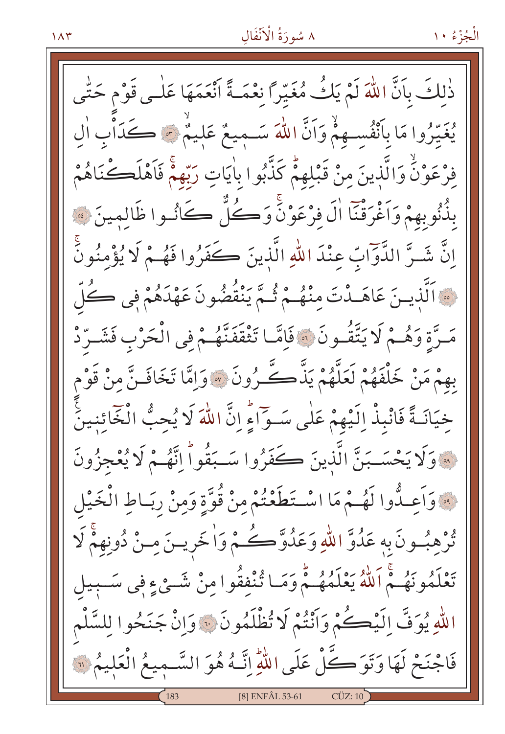ذٰلِكَ بِاَنَّ اللّٰهَ لَمْ يَكُ مُغَيِّراً نِعْمَةً اَنْعَمَهَا عَلٰى قَوْمٍ حَتّٰى يُغَيِّرُوا مَا بِاَنْفُسِهِمْۙ وَاَنَّ اللّٰهَ سَمٖيعٌ عَلٖيمٌۙ ﴿٥٣﴾ كَدَاْبِ اٰلِ فِرْعَوْنَۙ وَالَّذٖينَ مِنْ قَبْلِهِمْۜ كَذَّبُوا بِاٰيَاتِ رَبِّهِمْ فَاَهْلَكْنَاهُمْ بِذُنُوبِهِمْ وَاَغْرَقْنَٓا اٰلَ فِرْعَوْنَۚ وَكُلٌّ كَانُوا ظَالِمٖينَ ﴿٥٤﴾ اِنَّ شَرَّ الدَّوَٓابِّ عِنْدَ اللّٰهِ الَّذٖينَ كَفَرُوا فَهُمْ لَا يُؤْمِنُونَۚ ﴿٥٥﴾ اَلَّذٖينَ عَاهَدْتَ مِنْهُمْ ثُمَّ يَنْقُضُونَ عَهْدَهُمْ فٖي كُلِّ مَرَّةٍ وَهُمْ لَا يَتَّقُونَ ﴿٥٦﴾ فَاِمَّا تَثْقَفَنَّهُمْ فِي الْحَرْبِ فَشَرِّدْ بِهِمْ مَنْ خَلْفَهُمْ لَعَلَّهُمْ يَذَّكَّرُونَ ﴿٥٧﴾ وَاِمَّا تَخَافَنَّ مِنْ قَوْمٍ خِيَانَةً فَانْبِذْ اِلَيْهِمْ عَلٰى سَوَٓاءٍۜ اِنَّ اللّٰهَ لَا يُحِبُّ الْخَٓائِنٖينَۚ ﴿٥٨﴾ وَلَا يَحْسَبَنَّ الَّذٖينَ كَفَرُوا سَبَقُواۜ اِنَّهُمْ لَا يُعْجِزُونَ ﴿٥٩﴾ وَاَعِدُّوا لَهُمْ مَا اسْتَطَعْتُمْ مِنْ قُوَّةٍ وَمِنْ رِبَاطِ الْخَيْلِ تُرْهِبُونَ بِهٖ عَدُوَّ اللّٰهِ وَعَدُوَّكُمْ وَاٰخَرٖينَ مِنْ دُونِهِمْۚ لَا تَعْلَمُونَهُمْۚ اَللّٰهُ يَعْلَمُهُمْۜ وَمَا تُنْفِقُوا مِنْ شَيْءٍ فٖي سَبٖيلِ اللّٰهِ يُوَفَّ اِلَيْكُمْ وَاَنْتُمْ لَا تُظْلَمُونَ ﴿٦٠﴾ وَاِنْ جَنَحُوا لِلسَّلْمِ فَاجْنَحْ لَهَا وَتَوَكَّلْ عَلَى اللّٰهِۜ اِنَّهُ هُوَ السَّمٖيعُ الْعَلٖيمُ ﴿٦١﴾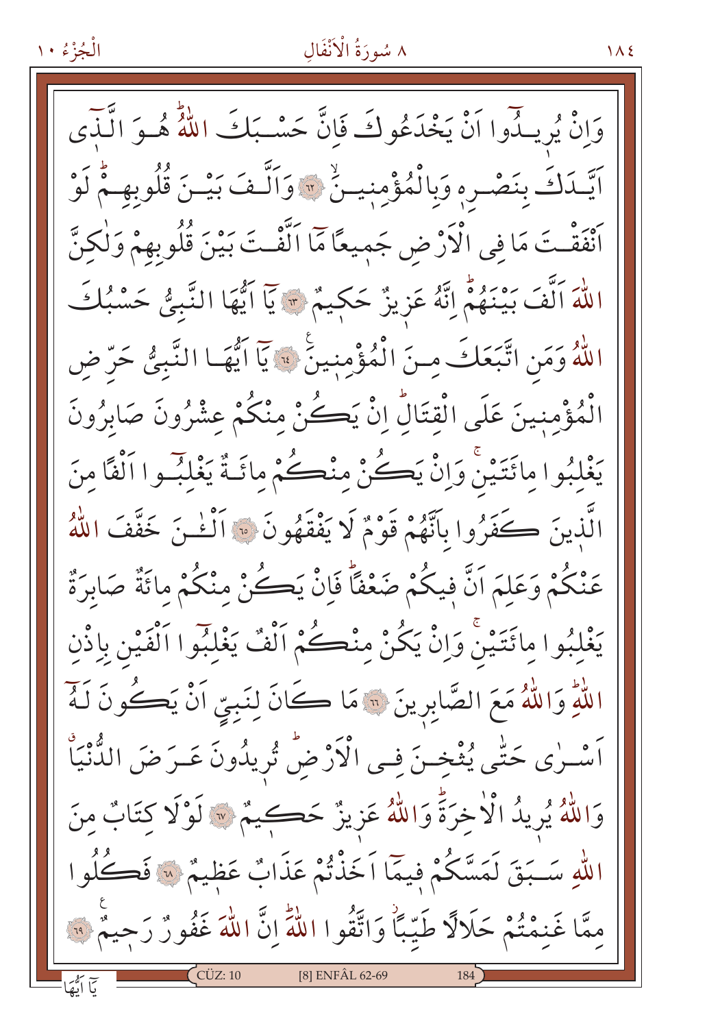وَاِنْ يُرِيدُٓوا اَنْ يَخْدَعُوكَ فَاِنَّ حَسْبَكَ اللّٰهُ هُوَ الَّذٓي اَيَّدَكَ بِنَصْرِه۪ وَبِالْمُؤْمِن۪ينَۙ ﴿٦٢﴾ وَاَلَّفَ بَيْنَ قُلُوبِهِمْۜ لَوْ اَنْفَقْتَ مَا فِي الْاَرْضِ جَم۪يعاً مَٓا اَلَّفْتَ بَيْنَ قُلُوبِهِمْ وَلٰكِنَّ اللّٰهَ اَلَّفَ بَيْنَهُمْۜ اِنَّهُ عَز۪يزٌ حَك۪يمٌ ﴿٦٣﴾ يَٓا اَيُّهَا النَّبِيُّ حَسْبُكَ اللّٰهُ وَمَنِ اتَّبَعَكَ مِنَ الْمُؤْمِن۪ينَ ﴿٦٤﴾ يَٓا اَيُّهَا النَّبِيُّ حَرِّضِ الْمُؤْمِن۪ينَ عَلَى الْقِتَالِۜ اِنْ يَكُنْ مِنْكُمْ عِشْرُونَ صَابِرُونَ يَغْلِبُوا مِائَتَيْنِۚ وَاِنْ يَكُنْ مِنْكُمْ مِائَةٌ يَغْلِبُٓوا اَلْفاً مِنَ الَّذ۪ينَ كَفَرُوا بِاَنَّهُمْ قَوْمٌ لَا يَفْقَهُونَ ﴿٦٥﴾ اَلْـٰٔنَ خَفَّفَ اللّٰهُ عَنْكُمْ وَعَلِمَ اَنَّ ف۪يكُمْ ضَعْفاًۜ فَاِنْ يَكُنْ مِنْكُمْ مِائَةٌ صَابِرَةٌ يَغْلِبُوا مِائَتَيْنِۚ وَاِنْ يَكُنْ مِنْكُمْ اَلْفٌ يَغْلِبُٓوا اَلْفَيْنِ بِاِذْنِ اللّٰهِۜ وَاللّٰهُ مَعَ الصَّابِر۪ينَ ﴿٦٦﴾ مَا كَانَ لِنَبِيٍّ اَنْ يَكُونَ لَهُٓ اَسْرٰى حَتّٰى يُثْخِنَ فِي الْاَرْضِۜ تُر۪يدُونَ عَرَضَ الدُّنْيَاۗ وَاللّٰهُ يُر۪يدُ الْاٰخِرَةَۜ وَاللّٰهُ عَز۪يزٌ حَك۪يمٌ ﴿٦٧﴾ لَوْلَا كِتَابٌ مِنَ اللّٰهِ سَبَقَ لَمَسَّكُمْ ف۪يمَٓا اَخَذْتُمْ عَذَابٌ عَظ۪يمٌ ﴿٦٨﴾ فَكُلُوا مِمَّا غَنِمْتُمْ حَلَالاً طَيِّباًۘ وَاتَّقُوا اللّٰهَۜ اِنَّ اللّٰهَ غَفُورٌ رَح۪يمٌ ﴿٦٩﴾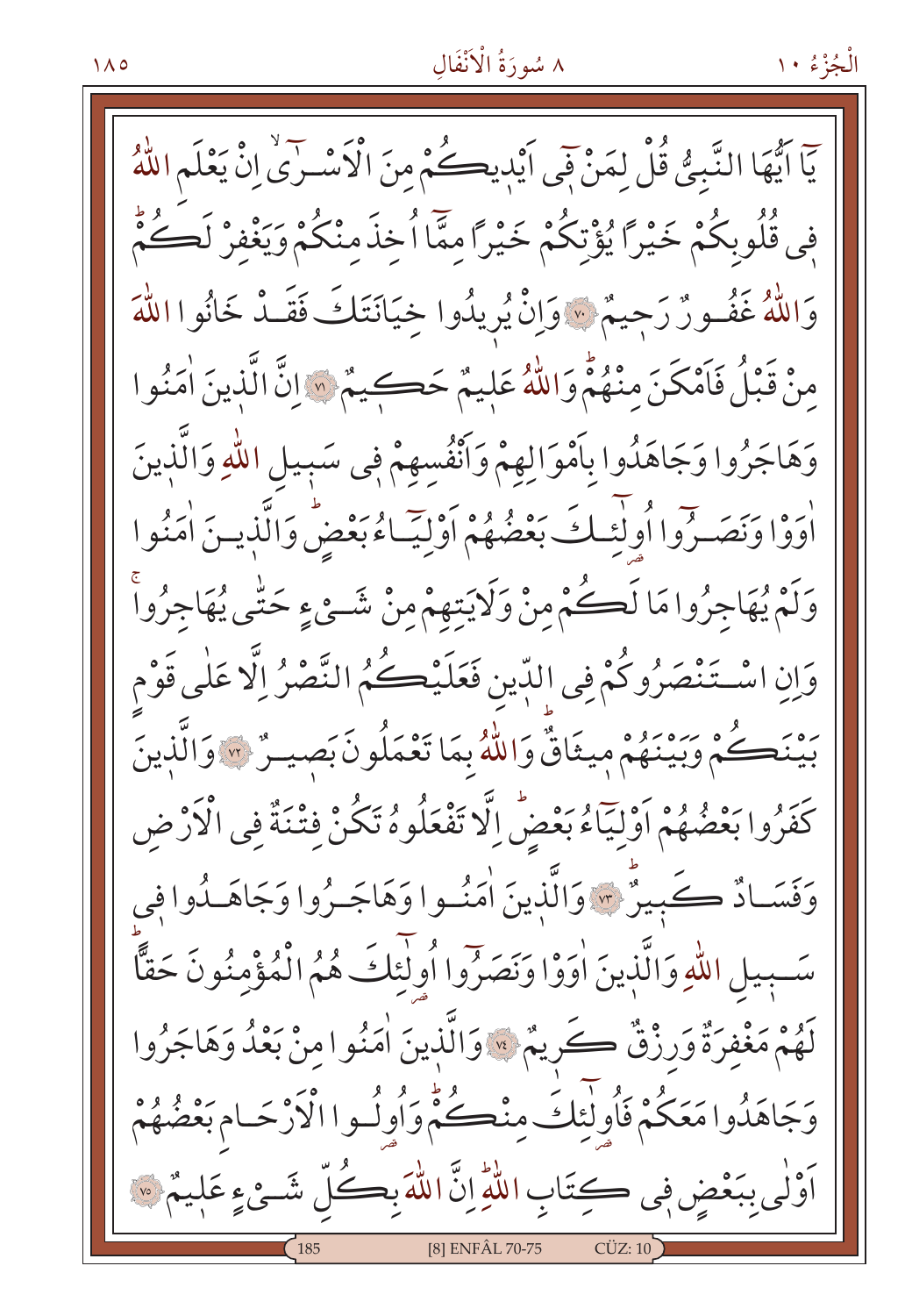يَٓا اَيُّهَا النَّبِيُّ قُلْ لِمَنْ ف۪ٓي اَيْد۪يكُمْ مِنَ الْاَسْرٰٓىۙ اِنْ يَعْلَمِ اللّٰهُ ف۪ي قُلُوبِكُمْ خَيْرًا يُؤْتِكُمْ خَيْرًا مِمَّٓا اُخِذَ مِنْكُمْ وَيَغْفِرْ لَكُمْۜ وَاللّٰهُ غَفُورٌ رَح۪يمٌ ﴿٧٠﴾ وَاِنْ يُر۪يدُوا خِيَانَتَكَ فَقَدْ خَانُوا اللّٰهَ مِنْ قَبْلُ فَاَمْكَنَ مِنْهُمْۜ وَاللّٰهُ عَل۪يمٌ حَك۪يمٌ ﴿٧١﴾ اِنَّ الَّذ۪ينَ اٰمَنُوا وَهَاجَرُوا وَجَاهَدُوا بِاَمْوَالِهِمْ وَاَنْفُسِهِمْ ف۪ي سَب۪يلِ اللّٰهِ وَالَّذ۪ينَ اٰوَوْا وَنَصَرُٓوا اُو۬لٰٓئِكَ بَعْضُهُمْ اَوْلِيَٓاءُ بَعْضٍۜ وَالَّذ۪ينَ اٰمَنُوا وَلَمْ يُهَاجِرُوا مَا لَكُمْ مِنْ وَلَايَتِهِمْ مِنْ شَيْءٍ حَتّٰى يُهَاجِرُواۚ وَاِنِ اسْتَنْصَرُوكُمْ فِي الدّ۪ينِ فَعَلَيْكُمُ النَّصْرُ اِلَّا عَلٰى قَوْمٍ بَيْنَكُمْ وَبَيْنَهُمْ م۪يثَاقٌۜ وَاللّٰهُ بِمَا تَعْمَلُونَ بَص۪يرٌ ﴿٧٢﴾ وَالَّذ۪ينَ كَفَرُوا بَعْضُهُمْ اَوْلِيَٓاءُ بَعْضٍۜ اِلَّا تَفْعَلُوهُ تَكُنْ فِتْنَةٌ فِي الْاَرْضِ وَفَسَادٌ كَب۪يرٌۜ ﴿٧٣﴾ وَالَّذ۪ينَ اٰمَنُوا وَهَاجَرُوا وَجَاهَدُوا ف۪ي سَب۪يلِ اللّٰهِ وَالَّذ۪ينَ اٰوَوْا وَنَصَرُٓوا اُو۬لٰٓئِكَ هُمُ الْمُؤْمِنُونَ حَقًّاۜ لَهُمْ مَغْفِرَةٌ وَرِزْقٌ كَر۪يمٌ ﴿٧٤﴾ وَالَّذ۪ينَ اٰمَنُوا مِنْ بَعْدُ وَهَاجَرُوا وَجَاهَدُوا مَعَكُمْ فَاُو۬لٰٓئِكَ مِنْكُمْۜ وَاُو۬لُوا الْاَرْحَامِ بَعْضُهُمْ اَوْلٰى بِبَعْضٍ ف۪ي كِتَابِ اللّٰهِۜ اِنَّ اللّٰهَ بِكُلِّ شَيْءٍ عَل۪يمٌ ﴿٧٥﴾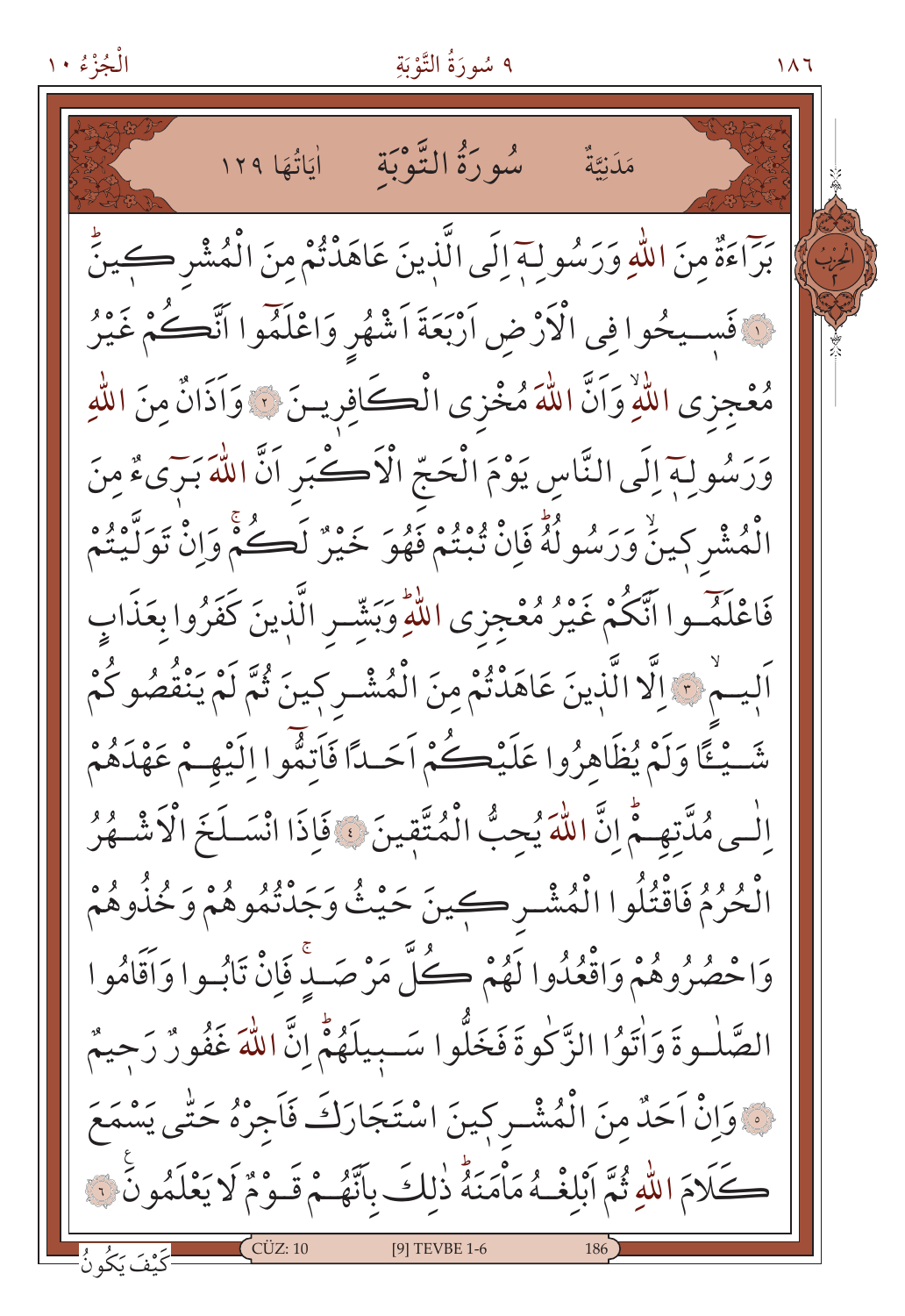مَدَنِيَّةٌ سُورَةُ التَّوْبَةِ اٰيَاتُهَا ١٢٩

بَرَٓاءَةٌ مِنَ اللّٰهِ وَرَسُولِهٖٓ اِلَى الَّذِينَ عَاهَدْتُمْ مِنَ الْمُشْرِكِينَۜ ﴿١﴾ فَسِيحُوا فِي الْاَرْضِ اَرْبَعَةَ اَشْهُرٍ وَاعْلَمُٓوا اَنَّكُمْ غَيْرُ مُعْجِزِي اللّٰهِۙ وَاَنَّ اللّٰهَ مُخْزِي الْكَافِرِينَ ﴿٢﴾ وَاَذَانٌ مِنَ اللّٰهِ وَرَسُولِهٖٓ اِلَى النَّاسِ يَوْمَ الْحَجِّ الْاَكْبَرِ اَنَّ اللّٰهَ بَرٓيءٌ مِنَ الْمُشْرِكِينَۙ وَرَسُولُهُۜ فَاِنْ تُبْتُمْ فَهُوَ خَيْرٌ لَكُمْۚ وَاِنْ تَوَلَّيْتُمْ فَاعْلَمُٓوا اَنَّكُمْ غَيْرُ مُعْجِزِي اللّٰهِۜ وَبَشِّرِ الَّذِينَ كَفَرُوا بِعَذَابٍ اَلِيمٍۙ ﴿٣﴾ اِلَّا الَّذِينَ عَاهَدْتُمْ مِنَ الْمُشْرِكِينَ ثُمَّ لَمْ يَنْقُصُوكُمْ شَيْـٔاً وَلَمْ يُظَاهِرُوا عَلَيْكُمْ اَحَداً فَاَتِمُّٓوا اِلَيْهِمْ عَهْدَهُمْ اِلٰى مُدَّتِهِمْۜ اِنَّ اللّٰهَ يُحِبُّ الْمُتَّقِينَ ﴿٤﴾ فَاِذَا انْسَلَخَ الْاَشْهُرُ الْحُرُمُ فَاقْتُلُوا الْمُشْرِكِينَ حَيْثُ وَجَدْتُمُوهُمْ وَخُذُوهُمْ وَاحْصُرُوهُمْ وَاقْعُدُوا لَهُمْ كُلَّ مَرْصَدٍۚ فَاِنْ تَابُوا وَاَقَامُوا الصَّلٰوةَ وَاٰتَوُا الزَّكٰوةَ فَخَلُّوا سَبِيلَهُمْۜ اِنَّ اللّٰهَ غَفُورٌ رَحِيمٌ ﴿٥﴾ وَاِنْ اَحَدٌ مِنَ الْمُشْرِكِينَ اسْتَجَارَكَ فَاَجِرْهُ حَتّٰى يَسْمَعَ كَلَامَ اللّٰهِ ثُمَّ اَبْلِغْهُ مَاْمَنَهُۜ ذٰلِكَ بِاَنَّهُمْ قَوْمٌ لَا يَعْلَمُونَ ﴿٦﴾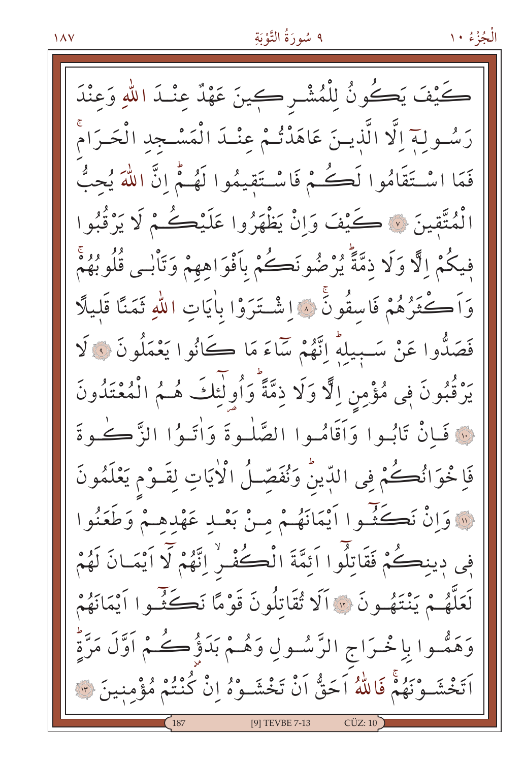كَيْفَ يَكُونُ لِلْمُشْرِكِينَ عَهْدٌ عِنْدَ اللّٰهِ وَعِنْدَ رَسُولِهٖٓ اِلَّا الَّذٖينَ عَاهَدْتُمْ عِنْدَ الْمَسْجِدِ الْحَرَامِۚ فَمَا اسْتَقَامُوا لَكُمْ فَاسْتَقٖيمُوا لَهُمْۜ اِنَّ اللّٰهَ يُحِبُّ الْمُتَّقٖينَ ﴿٧﴾ كَيْفَ وَاِنْ يَظْهَرُوا عَلَيْكُمْ لَا يَرْقُبُوا فٖيكُمْ اِلًّا وَلَا ذِمَّةًۜ يُرْضُونَكُمْ بِاَفْوَاهِهِمْ وَتَاْبٰى قُلُوبُهُمْۚ وَاَكْثَرُهُمْ فَاسِقُونَۚ ﴿٨﴾ اِشْتَرَوْا بِاٰيَاتِ اللّٰهِ ثَمَنًا قَلٖيلًا فَصَدُّوا عَنْ سَبٖيلِهٖۜ اِنَّهُمْ سَٓاءَ مَا كَانُوا يَعْمَلُونَ ﴿٩﴾ لَا يَرْقُبُونَ فٖى مُؤْمِنٍ اِلًّا وَلَا ذِمَّةًۜ وَاُولٰٓئِكَ هُمُ الْمُعْتَدُونَ ﴿١٠﴾ فَاِنْ تَابُوا وَاَقَامُوا الصَّلٰوةَ وَاٰتَوُا الزَّكٰوةَ فَاِخْوَانُكُمْ فِى الدّٖينِۜ وَنُفَصِّلُ الْاٰيَاتِ لِقَوْمٍ يَعْلَمُونَ ﴿١١﴾ وَاِنْ نَكَثُٓوا اَيْمَانَهُمْ مِنْ بَعْدِ عَهْدِهِمْ وَطَعَنُوا فٖى دٖينِكُمْ فَقَاتِلُٓوا اَئِمَّةَ الْكُفْرِۙ اِنَّهُمْ لَٓا اَيْمَانَ لَهُمْ لَعَلَّهُمْ يَنْتَهُونَ ﴿١٢﴾ اَلَا تُقَاتِلُونَ قَوْمًا نَكَثُٓوا اَيْمَانَهُمْ وَهَمُّوا بِاِخْرَاجِ الرَّسُولِ وَهُمْ بَدَؤُكُمْ اَوَّلَ مَرَّةٍۜ اَتَخْشَوْنَهُمْۚ فَاللّٰهُ اَحَقُّ اَنْ تَخْشَوْهُ اِنْ كُنْتُمْ مُؤْمِنٖينَ ﴿١٣﴾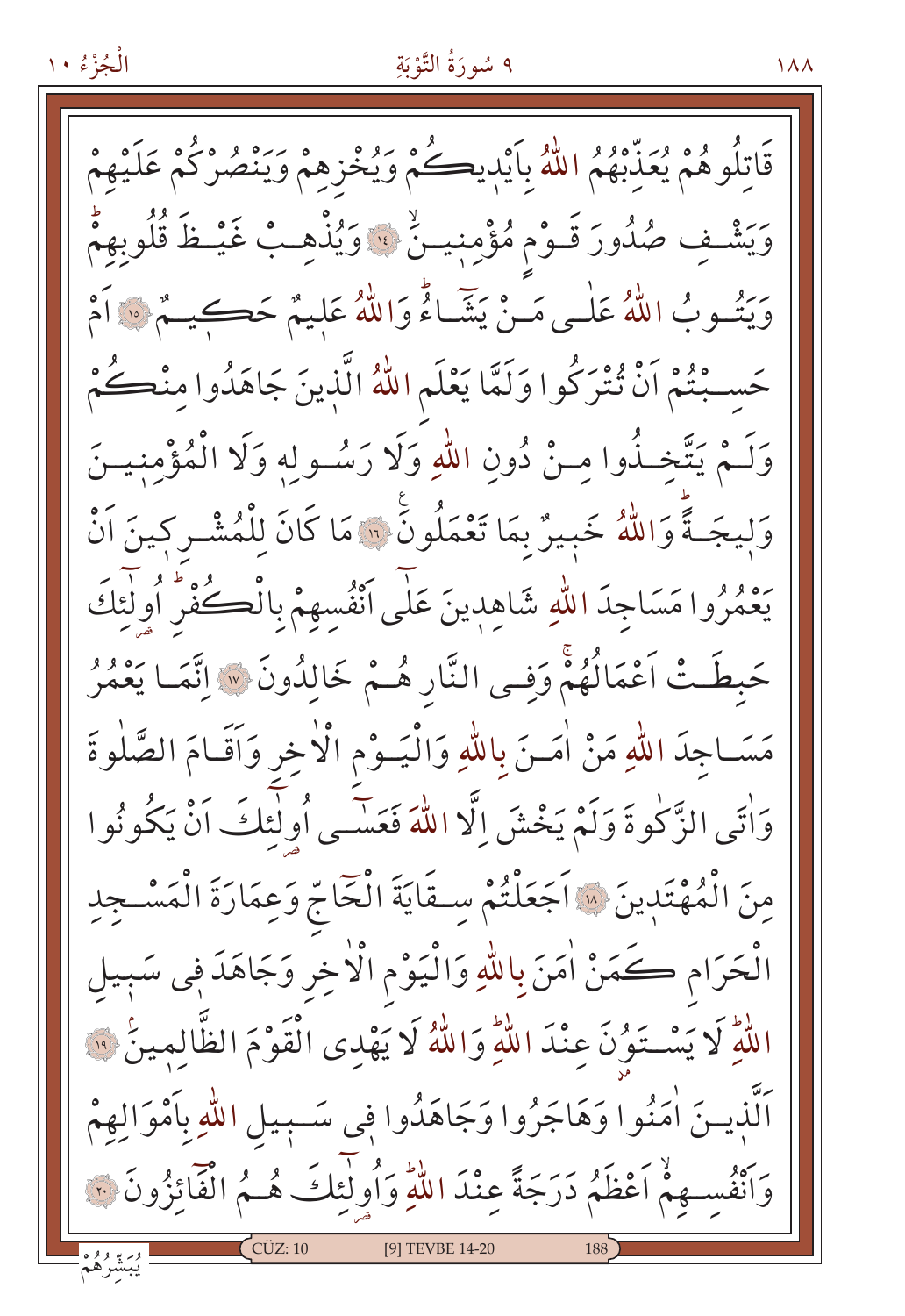قَاتِلُوهُمْ يُعَذِّبْهُمُ اللّٰهُ بِاَيْدٖيكُمْ وَيُخْزِهِمْ وَيَنْصُرْكُمْ عَلَيْهِمْ وَيَشْفِ صُدُورَ قَوْمٍ مُؤْمِنٖينَۙ ﴿١٤﴾ وَيُذْهِبْ غَيْظَ قُلُوبِهِمْۜ وَيَتُوبُ اللّٰهُ عَلٰى مَنْ يَشَٓاءُۜ وَاللّٰهُ عَلٖيمٌ حَكٖيمٌ ﴿١٥﴾ اَمْ حَسِبْتُمْ اَنْ تُتْرَكُوا وَلَمَّا يَعْلَمِ اللّٰهُ الَّذٖينَ جَاهَدُوا مِنْكُمْ وَلَمْ يَتَّخِذُوا مِنْ دُونِ اللّٰهِ وَلَا رَسُولِهٖ وَلَا الْمُؤْمِنٖينَ وَلٖيجَةًۜ وَاللّٰهُ خَبٖيرٌ بِمَا تَعْمَلُونَ۟ ﴿١٦﴾ مَا كَانَ لِلْمُشْرِكٖينَ اَنْ يَعْمُرُوا مَسَاجِدَ اللّٰهِ شَاهِدٖينَ عَلٰٓى اَنْفُسِهِمْ بِالْكُفْرِۜ اُو۬لٰٓئِكَ حَبِطَتْ اَعْمَالُهُمْۚ وَفِي النَّارِ هُمْ خَالِدُونَ ﴿١٧﴾ اِنَّمَا يَعْمُرُ مَسَاجِدَ اللّٰهِ مَنْ اٰمَنَ بِاللّٰهِ وَالْيَوْمِ الْاٰخِرِ وَاَقَامَ الصَّلٰوةَ وَاٰتَى الزَّكٰوةَ وَلَمْ يَخْشَ اِلَّا اللّٰهَ فَعَسٰٓى اُو۬لٰٓئِكَ اَنْ يَكُونُوا مِنَ الْمُهْتَدٖينَ ﴿١٨﴾ اَجَعَلْتُمْ سِقَايَةَ الْحَٓاجِّ وَعِمَارَةَ الْمَسْجِدِ الْحَرَامِ كَمَنْ اٰمَنَ بِاللّٰهِ وَالْيَوْمِ الْاٰخِرِ وَجَاهَدَ فٖي سَبٖيلِ اللّٰهِۜ لَا يَسْتَوُ۫نَ عِنْدَ اللّٰهِۜ وَاللّٰهُ لَا يَهْدِي الْقَوْمَ الظَّالِمٖينَۢ ﴿١٩﴾ اَلَّذٖينَ اٰمَنُوا وَهَاجَرُوا وَجَاهَدُوا فٖي سَبٖيلِ اللّٰهِ بِاَمْوَالِهِمْ وَاَنْفُسِهِمْۙ اَعْظَمُ دَرَجَةً عِنْدَ اللّٰهِۜ وَاُو۬لٰٓئِكَ هُمُ الْفَٓائِزُونَ ﴿٢٠﴾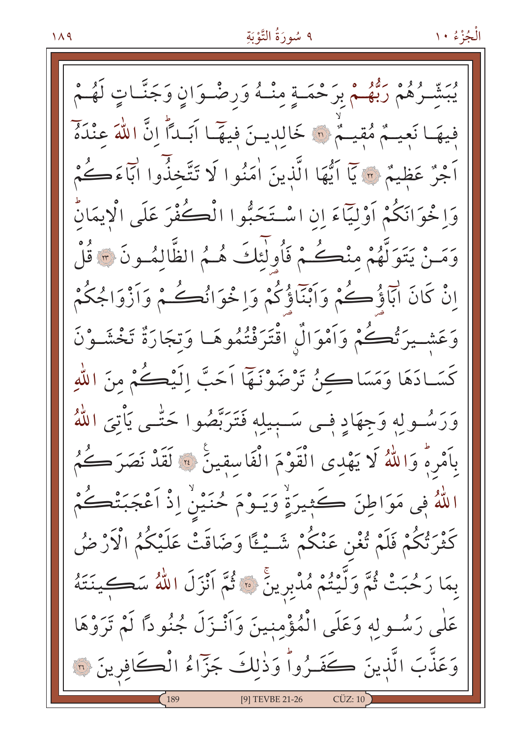يُبَشِّرُهُمْ رَبُّهُمْ بِرَحْمَةٍ مِنْهُ وَرِضْوَانٍ وَجَنَّاتٍ لَهُمْ فِيهَا نَعِيمٌ مُقِيمٌ ﴿٢١﴾ خَالِدِينَ فِيهَا اَبَداً اِنَّ اللّٰهَ عِنْدَهُ اَجْرٌ عَظِيمٌ ﴿٢٢﴾ يَا اَيُّهَا الَّذِينَ اٰمَنُوا لَا تَتَّخِذُوا اٰبَاءَكُمْ وَاِخْوَانَكُمْ اَوْلِيَاءَ اِنِ اسْتَحَبُّوا الْكُفْرَ عَلَى الْاِيمَانِ وَمَنْ يَتَوَلَّهُمْ مِنْكُمْ فَاُولٰئِكَ هُمُ الظَّالِمُونَ ﴿٢٣﴾ قُلْ اِنْ كَانَ اٰبَاؤُكُمْ وَاَبْنَاؤُكُمْ وَاِخْوَانُكُمْ وَاَزْوَاجُكُمْ وَعَشِيرَتُكُمْ وَاَمْوَالٌ اقْتَرَفْتُمُوهَا وَتِجَارَةٌ تَخْشَوْنَ كَسَادَهَا وَمَسَاكِنُ تَرْضَوْنَهَا اَحَبَّ اِلَيْكُمْ مِنَ اللّٰهِ وَرَسُولِهِ وَجِهَادٍ فِى سَبِيلِهِ فَتَرَبَّصُوا حَتّٰى يَاْتِيَ اللّٰهُ بِاَمْرِهِ وَاللّٰهُ لَا يَهْدِى الْقَوْمَ الْفَاسِقِينَ ﴿٢٤﴾ لَقَدْ نَصَرَكُمُ اللّٰهُ فِى مَوَاطِنَ كَثِيرَةٍ وَيَوْمَ حُنَيْنٍ اِذْ اَعْجَبَتْكُمْ كَثْرَتُكُمْ فَلَمْ تُغْنِ عَنْكُمْ شَيْـًٔا وَضَاقَتْ عَلَيْكُمُ الْاَرْضُ بِمَا رَحُبَتْ ثُمَّ وَلَّيْتُمْ مُدْبِرِينَ ﴿٢٥﴾ ثُمَّ اَنْزَلَ اللّٰهُ سَكِينَتَهُ عَلٰى رَسُولِهِ وَعَلَى الْمُؤْمِنِينَ وَاَنْزَلَ جُنُوداً لَمْ تَرَوْهَا وَعَذَّبَ الَّذِينَ كَفَرُوا وَذٰلِكَ جَزَاءُ الْكَافِرِينَ ﴿٢٦﴾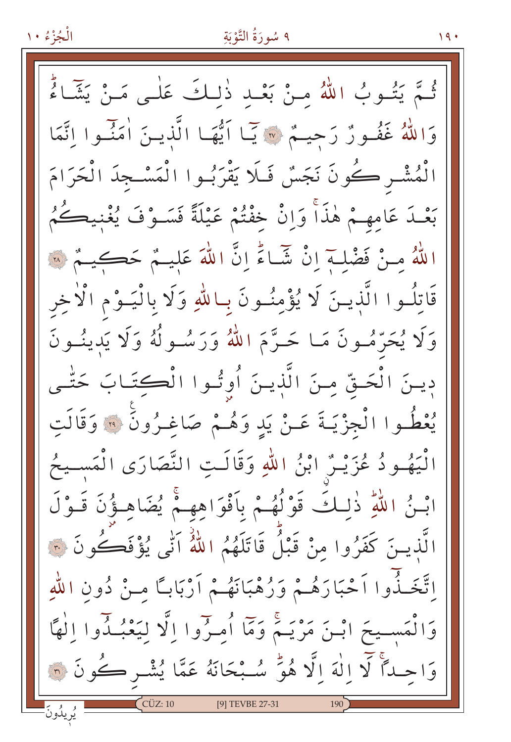ثُمَّ يَتُوبُ اللّٰهُ مِنْ بَعْدِ ذٰلِكَ عَلٰى مَنْ يَشَٓاءُۜ وَاللّٰهُ غَفُورٌ رَحِيمٌ ﴿٢٧﴾ يَٓا اَيُّهَا الَّذِينَ اٰمَنُٓوا اِنَّمَا الْمُشْرِكُونَ نَجَسٌ فَلَا يَقْرَبُوا الْمَسْجِدَ الْحَرَامَ بَعْدَ عَامِهِمْ هٰذَاۚ وَاِنْ خِفْتُمْ عَيْلَةً فَسَوْفَ يُغْنِيكُمُ اللّٰهُ مِنْ فَضْلِه۪ٓ اِنْ شَٓاءَۜ اِنَّ اللّٰهَ عَلِيمٌ حَكِيمٌ ﴿٢٨﴾ قَاتِلُوا الَّذِينَ لَا يُؤْمِنُونَ بِاللّٰهِ وَلَا بِالْيَوْمِ الْاٰخِرِ وَلَا يُحَرِّمُونَ مَا حَرَّمَ اللّٰهُ وَرَسُولُهُ وَلَا يَدِينُونَ دِينَ الْحَقِّ مِنَ الَّذِينَ اُو۫تُوا الْكِتَابَ حَتّٰى يُعْطُوا الْجِزْيَةَ عَنْ يَدٍ وَهُمْ صَاغِرُونَ ﴿٢٩﴾ وَقَالَتِ الْيَهُودُ عُزَيْرٌۨ ابْنُ اللّٰهِ وَقَالَتِ النَّصَارَى الْمَس۪يحُ ابْنُ اللّٰهِۜ ذٰلِكَ قَوْلُهُمْ بِاَفْوَاهِهِمْۚ يُضَاهِؤُ۫نَ قَوْلَ الَّذِينَ كَفَرُوا مِنْ قَبْلُۜ قَاتَلَهُمُ اللّٰهُۘ اَنّٰى يُؤْفَكُونَ ﴿٣٠﴾ اِتَّخَذُٓوا اَحْبَارَهُمْ وَرُهْبَانَهُمْ اَرْبَابًا مِنْ دُونِ اللّٰهِ وَالْمَس۪يحَ ابْنَ مَرْيَمَۚ وَمَٓا اُمِرُٓوا اِلَّا لِيَعْبُدُٓوا اِلٰهًا وَاحِدًاۚ لَٓا اِلٰهَ اِلَّا هُوَۜ سُبْحَانَهُ عَمَّا يُشْرِكُونَ ﴿٣١﴾

يُر۪يدُونَ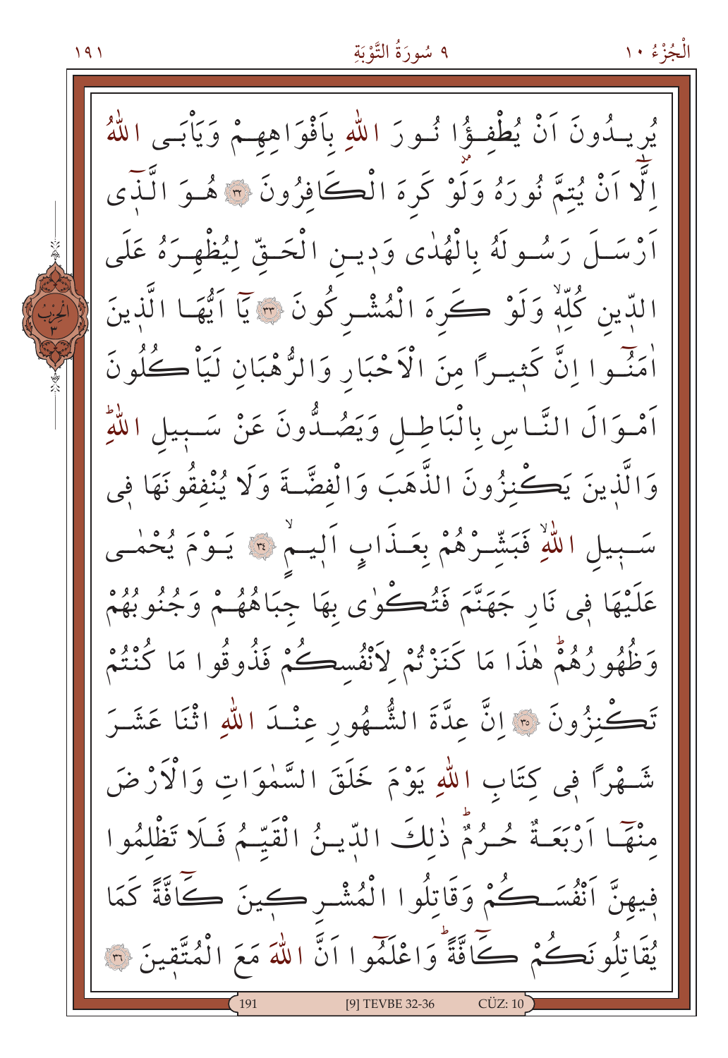يُرِيدُونَ اَنْ يُطْفِؤُا نُورَ اللّٰهِ بِاَفْوَاهِهِمْ وَيَاْبَى اللّٰهُ اِلَّٓا اَنْ يُتِمَّ نُورَهُ وَلَوْ كَرِهَ الْكَافِرُونَ ﴿٣٢﴾ هُوَ الَّذٖٓى اَرْسَلَ رَسُولَهُ بِالْهُدٰى وَدٖينِ الْحَقِّ لِيُظْهِرَهُ عَلَى الدّٖينِ كُلِّهٖۙ وَلَوْ كَرِهَ الْمُشْرِكُونَ ﴿٣٣﴾ يَٓا اَيُّهَا الَّذٖينَ اٰمَنُٓوا اِنَّ كَثٖيرًا مِنَ الْاَحْبَارِ وَالرُّهْبَانِ لَيَاْكُلُونَ اَمْوَالَ النَّاسِ بِالْبَاطِلِ وَيَصُدُّونَ عَنْ سَبٖيلِ اللّٰهِۜ وَالَّذٖينَ يَكْنِزُونَ الذَّهَبَ وَالْفِضَّةَ وَلَا يُنْفِقُونَهَا فٖى سَبٖيلِ اللّٰهِۙ فَبَشِّرْهُمْ بِعَذَابٍ اَلٖيمٍۙ ﴿٣٤﴾ يَوْمَ يُحْمٰى عَلَيْهَا فٖى نَارِ جَهَنَّمَ فَتُكْوٰى بِهَا جِبَاهُهُمْ وَجُنُوبُهُمْ وَظُهُورُهُمْۜ هٰذَا مَا كَنَزْتُمْ لِاَنْفُسِكُمْ فَذُوقُوا مَا كُنْتُمْ تَكْنِزُونَ ﴿٣٥﴾ اِنَّ عِدَّةَ الشُّهُورِ عِنْدَ اللّٰهِ اثْنَا عَشَرَ شَهْرًا فٖى كِتَابِ اللّٰهِ يَوْمَ خَلَقَ السَّمٰوَاتِ وَالْاَرْضَ مِنْهَٓا اَرْبَعَةٌ حُرُمٌۜ ذٰلِكَ الدّٖينُ الْقَيِّمُ فَلَا تَظْلِمُوا فٖيهِنَّ اَنْفُسَكُمْ وَقَاتِلُوا الْمُشْرِكٖينَ كَٓافَّةً كَمَا يُقَاتِلُونَكُمْ كَٓافَّةًۜ وَاعْلَمُٓوا اَنَّ اللّٰهَ مَعَ الْمُتَّقٖينَ ﴿٣٦﴾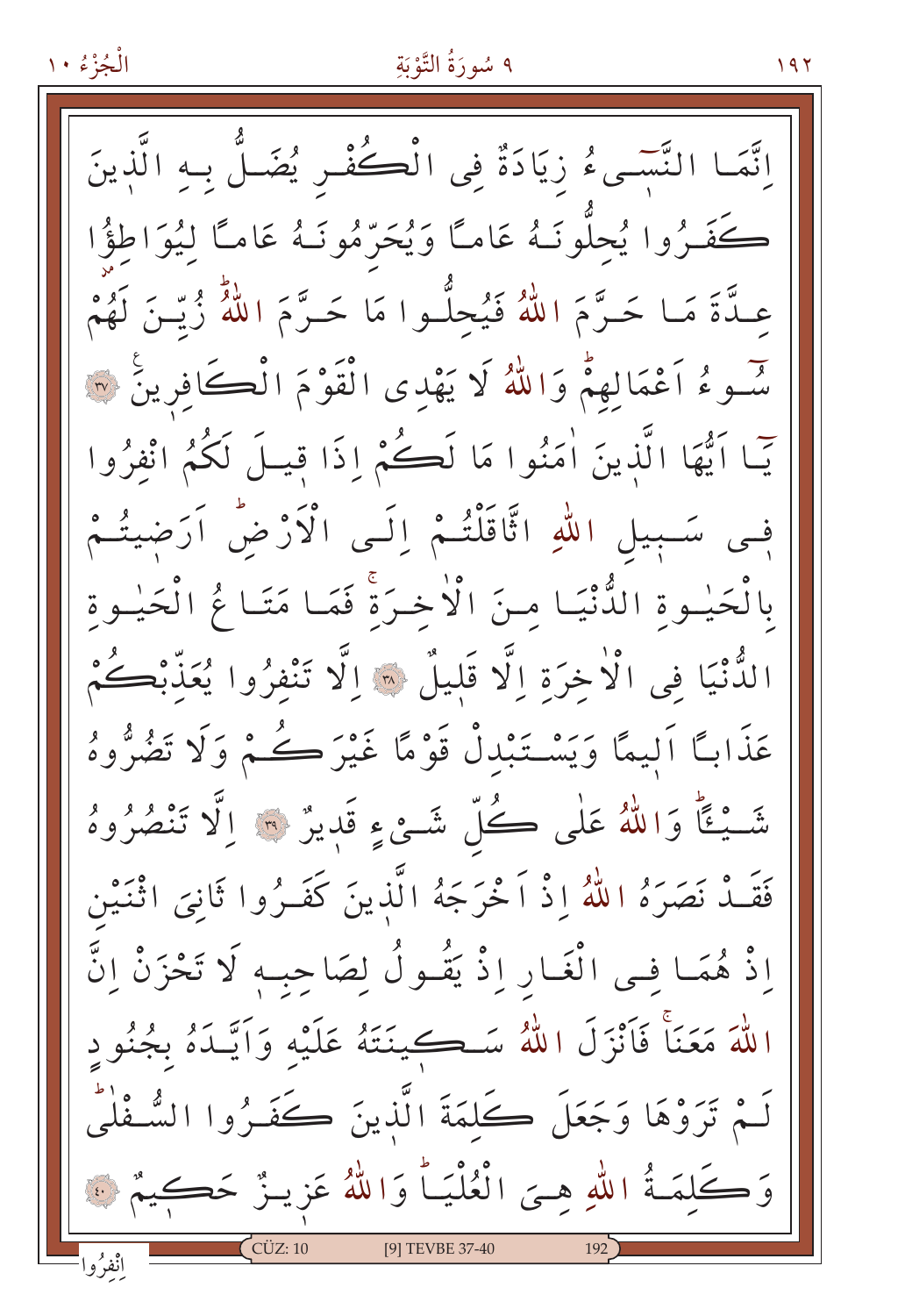اِنَّمَا النَّسٖیٓءُ زِيَادَةٌ فِى الْكُفْرِ يُضَلُّ بِهِ الَّذٖينَ كَفَرُوا يُحِلُّونَهُ عَامًا وَيُحَرِّمُونَهُ عَامًا لِيُوَاطِؤُا عِدَّةَ مَا حَرَّمَ اللّٰهُ فَيُحِلُّوا مَا حَرَّمَ اللّٰهُ زُيِّنَ لَهُمْ سُٓوءُ اَعْمَالِهِمْ وَاللّٰهُ لَا يَهْدِى الْقَوْمَ الْكَافِرٖينَ ﴿٣٧﴾ يَٓا اَيُّهَا الَّذٖينَ اٰمَنُوا مَا لَكُمْ اِذَا قٖيلَ لَكُمُ انْفِرُوا فٖى سَبٖيلِ اللّٰهِ اثَّاقَلْتُمْ اِلَى الْاَرْضِ اَرَضٖيتُمْ بِالْحَيٰوةِ الدُّنْيَا مِنَ الْاٰخِرَةِ فَمَا مَتَاعُ الْحَيٰوةِ الدُّنْيَا فِى الْاٰخِرَةِ اِلَّا قَلٖيلٌ ﴿٣٨﴾ اِلَّا تَنْفِرُوا يُعَذِّبْكُمْ عَذَابًا اَلٖيمًا وَيَسْتَبْدِلْ قَوْمًا غَيْرَكُمْ وَلَا تَضُرُّوهُ شَيْـًٔا وَاللّٰهُ عَلٰى كُلِّ شَيْءٍ قَدٖيرٌ ﴿٣٩﴾ اِلَّا تَنْصُرُوهُ فَقَدْ نَصَرَهُ اللّٰهُ اِذْ اَخْرَجَهُ الَّذٖينَ كَفَرُوا ثَانِیَ اثْنَيْنِ اِذْ هُمَا فِى الْغَارِ اِذْ يَقُولُ لِصَاحِبِهٖ لَا تَحْزَنْ اِنَّ اللّٰهَ مَعَنَا فَاَنْزَلَ اللّٰهُ سَكٖينَتَهُ عَلَيْهِ وَاَيَّدَهُ بِجُنُودٍ لَمْ تَرَوْهَا وَجَعَلَ كَلِمَةَ الَّذٖينَ كَفَرُوا السُّفْلٰى وَكَلِمَةُ اللّٰهِ هِیَ الْعُلْيَا وَاللّٰهُ عَزٖيزٌ حَكٖيمٌ ﴿٤٠﴾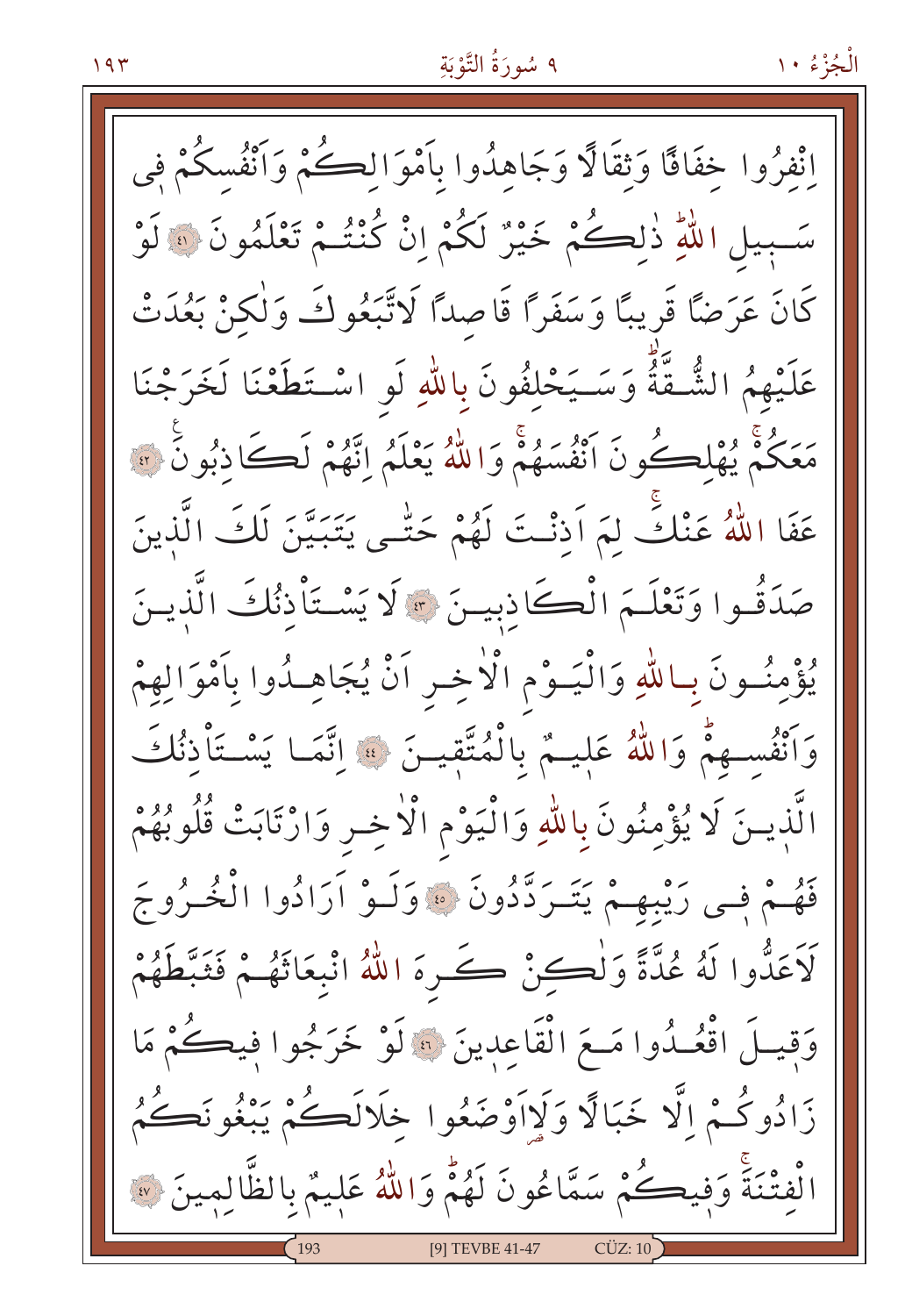اِنْفِرُوا خِفَافًا وَثِقَالًا وَجَاهِدُوا بِاَمْوَالِكُمْ وَاَنْفُسِكُمْ فِى سَبِيلِ اللّٰهِ ذٰلِكُمْ خَيْرٌ لَكُمْ اِنْ كُنْتُمْ تَعْلَمُونَ ﴿٤١﴾ لَوْ كَانَ عَرَضًا قَرِيبًا وَسَفَرًا قَاصِدًا لَاتَّبَعُوكَ وَلٰكِنْ بَعُدَتْ عَلَيْهِمُ الشُّقَّةُ وَسَيَحْلِفُونَ بِاللّٰهِ لَوِ اسْتَطَعْنَا لَخَرَجْنَا مَعَكُمْ يُهْلِكُونَ اَنْفُسَهُمْ وَاللّٰهُ يَعْلَمُ اِنَّهُمْ لَكَاذِبُونَ ﴿٤٢﴾ عَفَا اللّٰهُ عَنْكَ لِمَ اَذِنْتَ لَهُمْ حَتّٰى يَتَبَيَّنَ لَكَ الَّذِينَ صَدَقُوا وَتَعْلَمَ الْكَاذِبِينَ ﴿٤٣﴾ لَا يَسْتَأْذِنُكَ الَّذِينَ يُؤْمِنُونَ بِاللّٰهِ وَالْيَوْمِ الْاٰخِرِ اَنْ يُجَاهِدُوا بِاَمْوَالِهِمْ وَاَنْفُسِهِمْ وَاللّٰهُ عَلِيمٌ بِالْمُتَّقِينَ ﴿٤٤﴾ اِنَّمَا يَسْتَأْذِنُكَ الَّذِينَ لَا يُؤْمِنُونَ بِاللّٰهِ وَالْيَوْمِ الْاٰخِرِ وَارْتَابَتْ قُلُوبُهُمْ فَهُمْ فِى رَيْبِهِمْ يَتَرَدَّدُونَ ﴿٤٥﴾ وَلَوْ اَرَادُوا الْخُرُوجَ لَاَعَدُّوا لَهُ عُدَّةً وَلٰكِنْ كَرِهَ اللّٰهُ انْبِعَاثَهُمْ فَثَبَّطَهُمْ وَقِيلَ اقْعُدُوا مَعَ الْقَاعِدِينَ ﴿٤٦﴾ لَوْ خَرَجُوا فِيكُمْ مَا زَادُوكُمْ اِلَّا خَبَالًا وَلَاَوْضَعُوا خِلَالَكُمْ يَبْغُونَكُمُ الْفِتْنَةَ وَفِيكُمْ سَمَّاعُونَ لَهُمْ وَاللّٰهُ عَلِيمٌ بِالظَّالِمِينَ ﴿٤٧﴾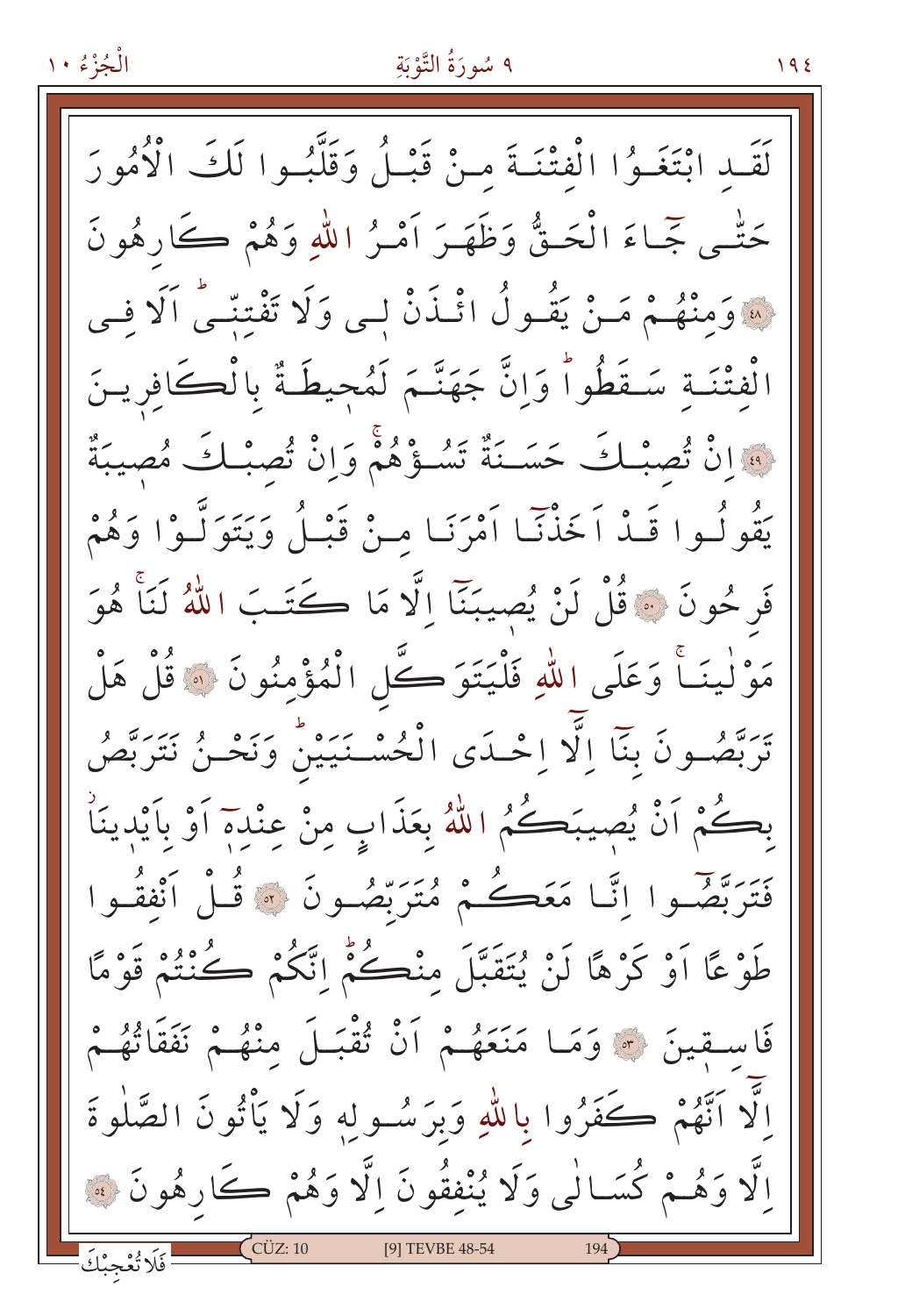لَقَدِ ابْتَغَوُا الْفِتْنَةَ مِنْ قَبْلُ وَقَلَّبُوا لَكَ الْاُمُورَ حَتّٰى جَٓاءَ الْحَقُّ وَظَهَرَ اَمْرُ اللّٰهِ وَهُمْ كَارِهُونَ ﴿٤٨﴾ وَمِنْهُمْ مَنْ يَقُولُ ائْذَنْ لٖى وَلَا تَفْتِنّٖىؕ اَلَا فِى الْفِتْنَةِ سَقَطُواؕ وَاِنَّ جَهَنَّمَ لَمُحٖيطَةٌ بِالْكَافِرٖينَ ﴿٤٩﴾ اِنْ تُصِبْكَ حَسَنَةٌ تَسُؤْهُمْۚ وَاِنْ تُصِبْكَ مُصٖيبَةٌ يَقُولُوا قَدْ اَخَذْنَٓا اَمْرَنَا مِنْ قَبْلُ وَيَتَوَلَّوْا وَهُمْ فَرِحُونَ ﴿٥٠﴾ قُلْ لَنْ يُصٖيبَنَٓا اِلَّا مَا كَتَبَ اللّٰهُ لَنَاۚ هُوَ مَوْلٰينَاۚ وَعَلَى اللّٰهِ فَلْيَتَوَكَّلِ الْمُؤْمِنُونَ ﴿٥١﴾ قُلْ هَلْ تَرَبَّصُونَ بِنَٓا اِلَّٓا اِحْدَى الْحُسْنَيَيْنِؕ وَنَحْنُ نَتَرَبَّصُ بِكُمْ اَنْ يُصٖيبَكُمُ اللّٰهُ بِعَذَابٍ مِنْ عِنْدِهٖٓ اَوْ بِاَيْدٖينَاۗ فَتَرَبَّصُٓوا اِنَّا مَعَكُمْ مُتَرَبِّصُونَ ﴿٥٢﴾ قُلْ اَنْفِقُوا طَوْعًا اَوْ كَرْهًا لَنْ يُتَقَبَّلَ مِنْكُمْؕ اِنَّكُمْ كُنْتُمْ قَوْمًا فَاسِقٖينَ ﴿٥٣﴾ وَمَا مَنَعَهُمْ اَنْ تُقْبَلَ مِنْهُمْ نَفَقَاتُهُمْ اِلَّٓا اَنَّهُمْ كَفَرُوا بِاللّٰهِ وَبِرَسُولِهٖ وَلَا يَأْتُونَ الصَّلٰوةَ اِلَّا وَهُمْ كُسَالٰى وَلَا يُنْفِقُونَ اِلَّا وَهُمْ كَارِهُونَ ﴿٥٤﴾

فَلَا تُعْجِبْكَ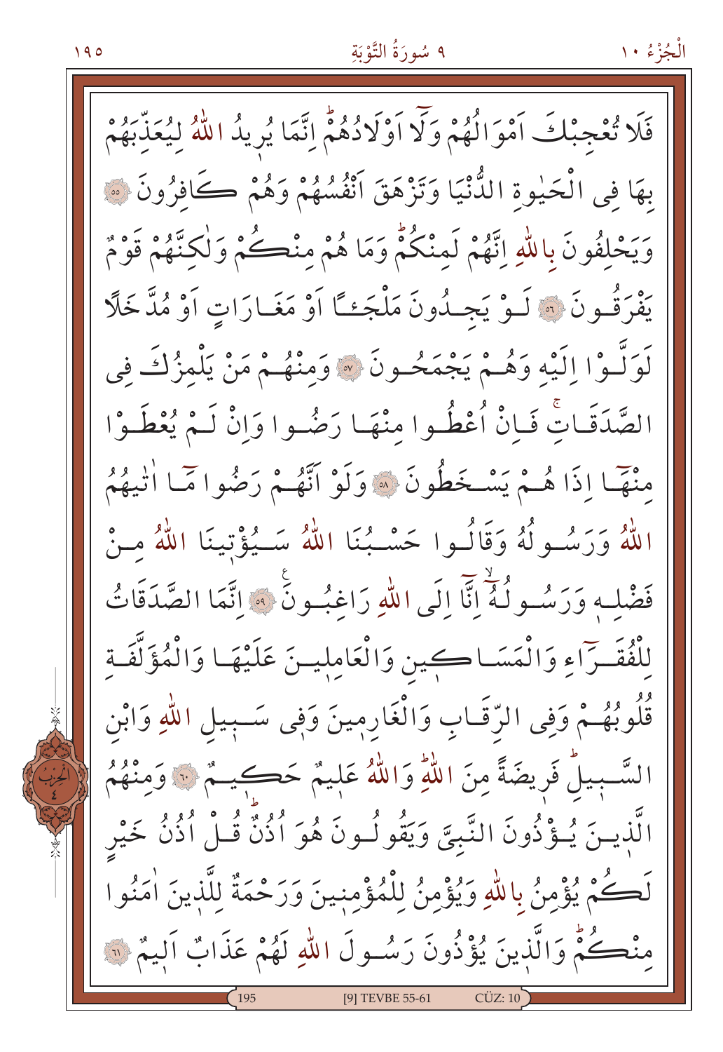فَلَا تُعْجِبْكَ اَمْوَالُهُمْ وَلَٓا اَوْلَادُهُمْۜ اِنَّمَا يُر۪يدُ اللّٰهُ لِيُعَذِّبَهُمْ بِهَا فِي الْحَيٰوةِ الدُّنْيَا وَتَزْهَقَ اَنْفُسُهُمْ وَهُمْ كَافِرُونَ ﴿٥٥﴾ وَيَحْلِفُونَ بِاللّٰهِ اِنَّهُمْ لَمِنْكُمْۜ وَمَا هُمْ مِنْكُمْ وَلٰكِنَّهُمْ قَوْمٌ يَفْرَقُونَ ﴿٥٦﴾ لَوْ يَجِدُونَ مَلْجَـًٔا اَوْ مَغَارَاتٍ اَوْ مُدَّخَلًا لَوَلَّوْا اِلَيْهِ وَهُمْ يَجْمَحُونَ ﴿٥٧﴾ وَمِنْهُمْ مَنْ يَلْمِزُكَ فِي الصَّدَقَاتِۚ فَاِنْ اُعْطُوا مِنْهَا رَضُوا وَاِنْ لَمْ يُعْطَوْا مِنْهَٓا اِذَا هُمْ يَسْخَطُونَ ﴿٥٨﴾ وَلَوْ اَنَّهُمْ رَضُوا مَٓا اٰتٰيهُمُ اللّٰهُ وَرَسُولُهُ وَقَالُوا حَسْبُنَا اللّٰهُ سَيُؤْت۪ينَا اللّٰهُ مِنْ فَضْلِه۪ وَرَسُولُهُۙ اِنَّٓا اِلَى اللّٰهِ رَاغِبُونَ ﴿٥٩﴾ اِنَّمَا الصَّدَقَاتُ لِلْفُقَرَٓاءِ وَالْمَسَاك۪ينِ وَالْعَامِل۪ينَ عَلَيْهَا وَالْمُؤَلَّفَةِ قُلُوبُهُمْ وَفِي الرِّقَابِ وَالْغَارِم۪ينَ وَف۪ي سَب۪يلِ اللّٰهِ وَابْنِ السَّب۪يلِۜ فَر۪يضَةً مِنَ اللّٰهِۜ وَاللّٰهُ عَل۪يمٌ حَك۪يمٌ ﴿٦٠﴾ وَمِنْهُمُ الَّذ۪ينَ يُؤْذُونَ النَّبِيَّ وَيَقُولُونَ هُوَ اُذُنٌۜ قُلْ اُذُنُ خَيْرٍ لَكُمْ يُؤْمِنُ بِاللّٰهِ وَيُؤْمِنُ لِلْمُؤْمِن۪ينَ وَرَحْمَةٌ لِلَّذ۪ينَ اٰمَنُوا مِنْكُمْۜ وَالَّذ۪ينَ يُؤْذُونَ رَسُولَ اللّٰهِ لَهُمْ عَذَابٌ اَل۪يمٌ ﴿٦١﴾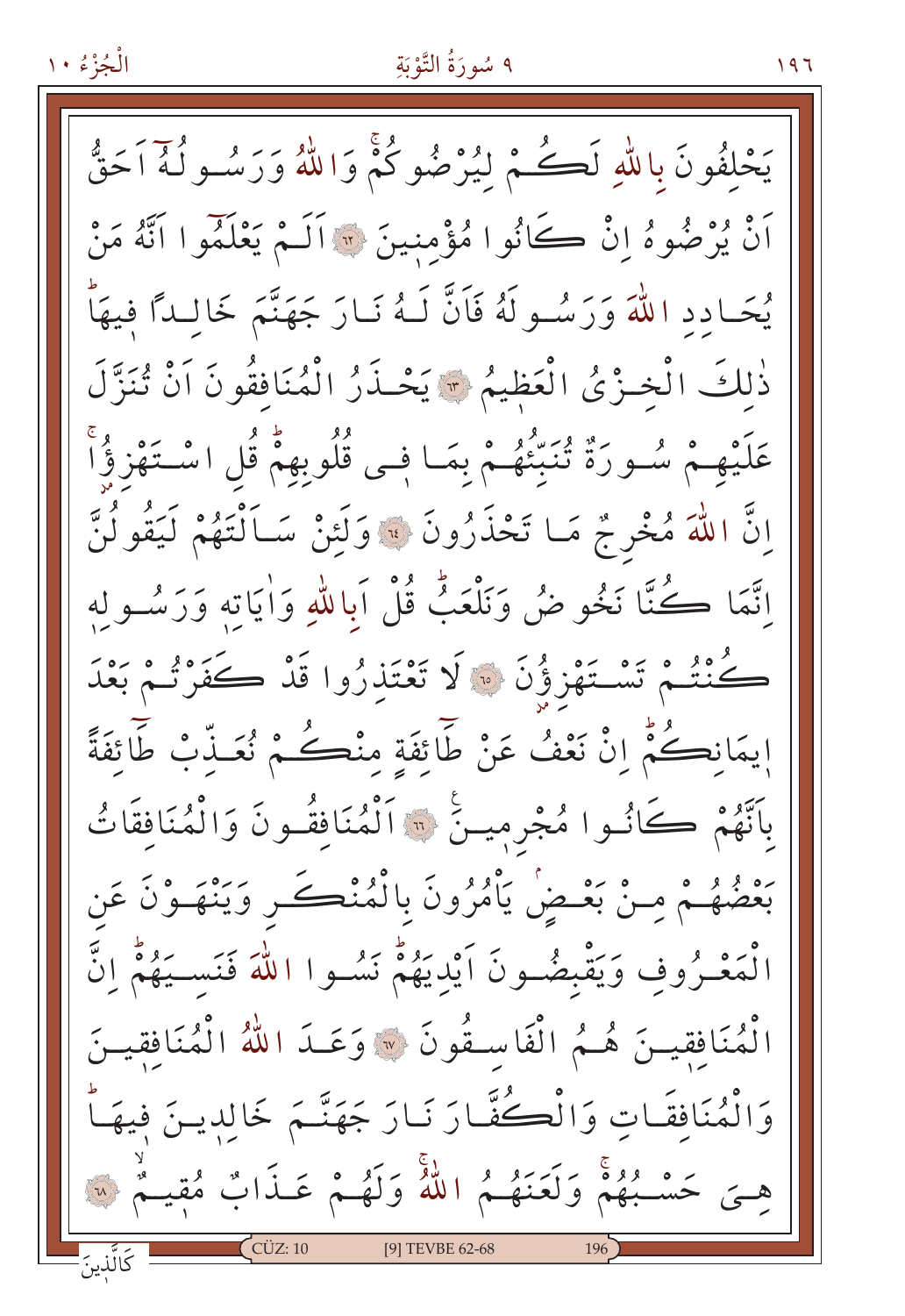يَحْلِفُونَ بِاللّٰهِ لَكُمْ لِيُرْضُوكُمْۚ وَاللّٰهُ وَرَسُولُهُٓ اَحَقُّ اَنْ يُرْضُوهُ اِنْ كَانُوا مُؤْمِنِينَ ﴿٦٢﴾ اَلَمْ يَعْلَمُٓوا اَنَّهُ مَنْ يُحَادِدِ اللّٰهَ وَرَسُولَهُ فَاَنَّ لَهُ نَارَ جَهَنَّمَ خَالِدًا فِيهَاۜ ذٰلِكَ الْخِزْيُ الْعَظِيمُ ﴿٦٣﴾ يَحْذَرُ الْمُنَافِقُونَ اَنْ تُنَزَّلَ عَلَيْهِمْ سُورَةٌ تُنَبِّئُهُمْ بِمَا فِى قُلُوبِهِمْۜ قُلِ اسْتَهْزِؤُاۚ اِنَّ اللّٰهَ مُخْرِجٌ مَا تَحْذَرُونَ ﴿٦٤﴾ وَلَئِنْ سَاَلْتَهُمْ لَيَقُولُنَّ اِنَّمَا كُنَّا نَخُوضُ وَنَلْعَبُۜ قُلْ اَبِاللّٰهِ وَاٰيَاتِهِ وَرَسُولِهِ كُنْتُمْ تَسْتَهْزِؤُنَ ﴿٦٥﴾ لَا تَعْتَذِرُوا قَدْ كَفَرْتُمْ بَعْدَ اِيمَانِكُمْۜ اِنْ نَعْفُ عَنْ طَٓائِفَةٍ مِنْكُمْ نُعَذِّبْ طَٓائِفَةً بِاَنَّهُمْ كَانُوا مُجْرِمِينَ ﴿٦٦﴾ اَلْمُنَافِقُونَ وَالْمُنَافِقَاتُ بَعْضُهُمْ مِنْ بَعْضٍۢ يَاْمُرُونَ بِالْمُنْكَرِ وَيَنْهَوْنَ عَنِ الْمَعْرُوفِ وَيَقْبِضُونَ اَيْدِيَهُمْۜ نَسُوا اللّٰهَ فَنَسِيَهُمْۜ اِنَّ الْمُنَافِقِينَ هُمُ الْفَاسِقُونَ ﴿٦٧﴾ وَعَدَ اللّٰهُ الْمُنَافِقِينَ وَالْمُنَافِقَاتِ وَالْكُفَّارَ نَارَ جَهَنَّمَ خَالِدِينَ فِيهَاۜ هِيَ حَسْبُهُمْۚ وَلَعَنَهُمُ اللّٰهُۚ وَلَهُمْ عَذَابٌ مُقِيمٌۙ ﴿٦٨﴾

كَالَّذِينَ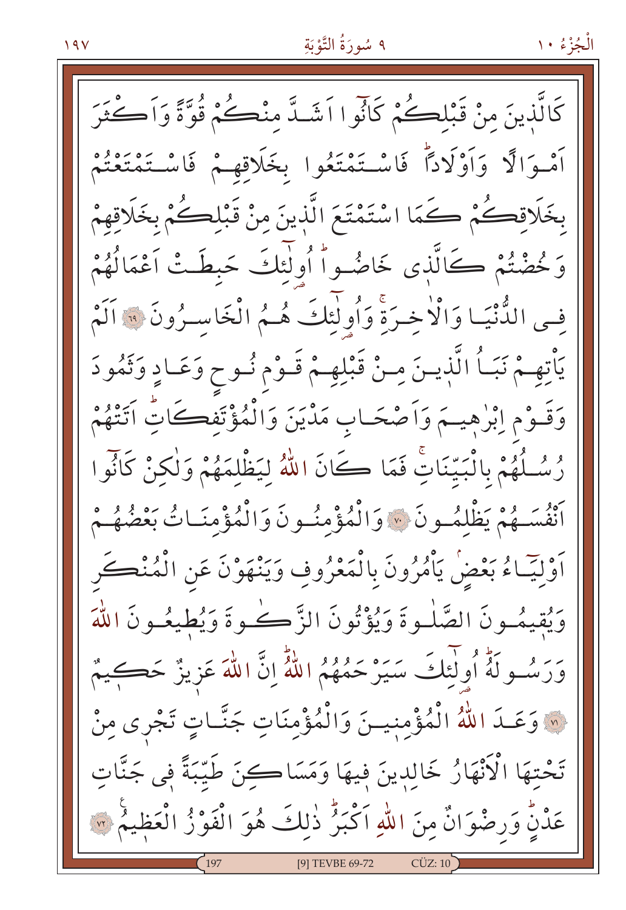كَالَّذٖينَ مِنْ قَبْلِكُمْ كَانُٓوا اَشَدَّ مِنْكُمْ قُوَّةً وَاَكْثَرَ اَمْوَالًا وَاَوْلَادًاۜ فَاسْتَمْتَعُوا بِخَلَاقِهِمْ فَاسْتَمْتَعْتُمْ بِخَلَاقِكُمْ كَمَا اسْتَمْتَعَ الَّذٖينَ مِنْ قَبْلِكُمْ بِخَلَاقِهِمْ وَخُضْتُمْ كَالَّذٖى خَاضُواۜ اُو۬لٰٓئِكَ حَبِطَتْ اَعْمَالُهُمْ فِى الدُّنْيَا وَالْاٰخِرَةِۚ وَاُو۬لٰٓئِكَ هُمُ الْخَاسِرُونَ ﴿٦٩﴾ اَلَمْ يَأْتِهِمْ نَبَاُ الَّذٖينَ مِنْ قَبْلِهِمْ قَوْمِ نُوحٍ وَعَادٍ وَثَمُودَ وَقَوْمِ اِبْرٰهٖيمَ وَاَصْحَابِ مَدْيَنَ وَالْمُؤْتَفِكَاتِۜ اَتَتْهُمْ رُسُلُهُمْ بِالْبَيِّنَاتِۚ فَمَا كَانَ اللّٰهُ لِيَظْلِمَهُمْ وَلٰكِنْ كَانُٓوا اَنْفُسَهُمْ يَظْلِمُونَ ﴿٧٠﴾ وَالْمُؤْمِنُونَ وَالْمُؤْمِنَاتُ بَعْضُهُمْ اَوْلِيَٓاءُ بَعْضٍۢ يَأْمُرُونَ بِالْمَعْرُوفِ وَيَنْهَوْنَ عَنِ الْمُنْكَرِ وَيُقٖيمُونَ الصَّلٰوةَ وَيُؤْتُونَ الزَّكٰوةَ وَيُطٖيعُونَ اللّٰهَ وَرَسُولَهُۜ اُو۬لٰٓئِكَ سَيَرْحَمُهُمُ اللّٰهُۜ اِنَّ اللّٰهَ عَزٖيزٌ حَكٖيمٌ ﴿٧١﴾ وَعَدَ اللّٰهُ الْمُؤْمِنٖينَ وَالْمُؤْمِنَاتِ جَنَّاتٍ تَجْرٖى مِنْ تَحْتِهَا الْاَنْهَارُ خَالِدٖينَ فٖيهَا وَمَسَاكِنَ طَيِّبَةً فٖى جَنَّاتِ عَدْنٍۜ وَرِضْوَانٌ مِنَ اللّٰهِ اَكْبَرُۜ ذٰلِكَ هُوَ الْفَوْزُ الْعَظٖيمُ ﴿٧٢﴾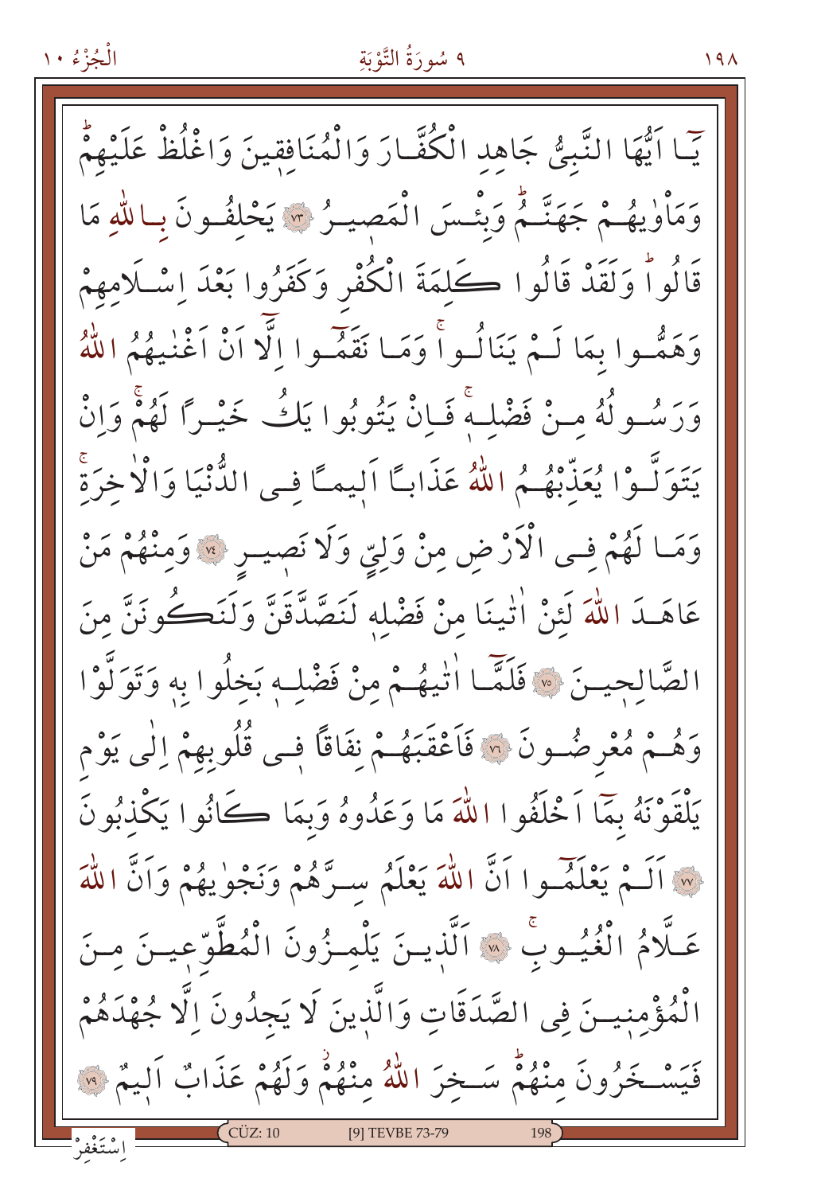يَٓا اَيُّهَا النَّبِيُّ جَاهِدِ الْكُفَّارَ وَالْمُنَافِقِينَ وَاغْلُظْ عَلَيْهِمْۜ وَمَاْوٰيهُمْ جَهَنَّمُۜ وَبِئْسَ الْمَص۪يرُ ﴿٧٣﴾ يَحْلِفُونَ بِاللّٰهِ مَا قَالُواۜ وَلَقَدْ قَالُوا كَلِمَةَ الْكُفْرِ وَكَفَرُوا بَعْدَ اِسْلَامِهِمْ وَهَمُّوا بِمَا لَمْ يَنَالُواۚ وَمَا نَقَمُٓوا اِلَّٓا اَنْ اَغْنٰيهُمُ اللّٰهُ وَرَسُولُهُ مِنْ فَضْلِه۪ۚ فَاِنْ يَتُوبُوا يَكُ خَيْرًا لَهُمْۚ وَاِنْ يَتَوَلَّوْا يُعَذِّبْهُمُ اللّٰهُ عَذَابًا اَل۪يمًا فِي الدُّنْيَا وَالْاٰخِرَةِۚ وَمَا لَهُمْ فِي الْاَرْضِ مِنْ وَلِيٍّ وَلَا نَص۪يرٍ ﴿٧٤﴾ وَمِنْهُمْ مَنْ عَاهَدَ اللّٰهَ لَئِنْ اٰتٰينَا مِنْ فَضْلِه۪ لَنَصَّدَّقَنَّ وَلَنَكُونَنَّ مِنَ الصَّالِح۪ينَ ﴿٧٥﴾ فَلَمَّٓا اٰتٰيهُمْ مِنْ فَضْلِه۪ بَخِلُوا بِه۪ وَتَوَلَّوْا وَهُمْ مُعْرِضُونَ ﴿٧٦﴾ فَاَعْقَبَهُمْ نِفَاقًا ف۪ي قُلُوبِهِمْ اِلٰى يَوْمِ يَلْقَوْنَهُ بِمَٓا اَخْلَفُوا اللّٰهَ مَا وَعَدُوهُ وَبِمَا كَانُوا يَكْذِبُونَ ﴿٧٧﴾ اَلَمْ يَعْلَمُٓوا اَنَّ اللّٰهَ يَعْلَمُ سِرَّهُمْ وَنَجْوٰيهُمْ وَاَنَّ اللّٰهَ عَلَّامُ الْغُيُوبِۚ ﴿٧٨﴾ اَلَّذ۪ينَ يَلْمِزُونَ الْمُطَّوِّع۪ينَ مِنَ الْمُؤْمِن۪ينَ فِي الصَّدَقَاتِ وَالَّذ۪ينَ لَا يَجِدُونَ اِلَّا جُهْدَهُمْ فَيَسْخَرُونَ مِنْهُمْۜ سَخِرَ اللّٰهُ مِنْهُمْۘ وَلَهُمْ عَذَابٌ اَل۪يمٌ ﴿٧٩﴾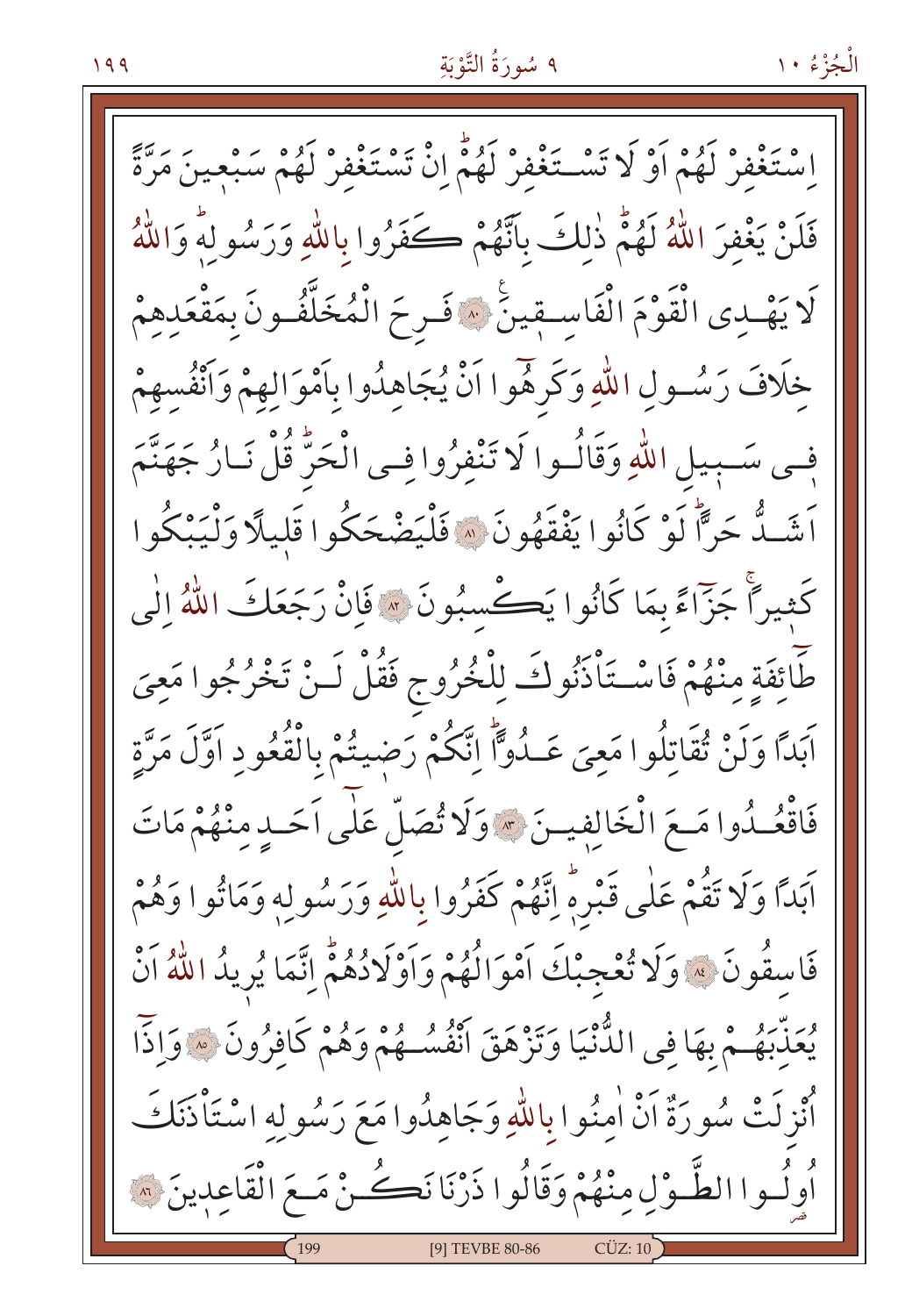اِسْتَغْفِرْ لَهُمْ اَوْ لَا تَسْتَغْفِرْ لَهُمْۜ اِنْ تَسْتَغْفِرْ لَهُمْ سَبْعِينَ مَرَّةً فَلَنْ يَغْفِرَ اللّٰهُ لَهُمْۜ ذٰلِكَ بِاَنَّهُمْ كَفَرُوا بِاللّٰهِ وَرَسُولِهٖۜ وَاللّٰهُ لَا يَهْدِي الْقَوْمَ الْفَاسِقِينَ ﴿٨٠﴾ فَرِحَ الْمُخَلَّفُونَ بِمَقْعَدِهِمْ خِلَافَ رَسُولِ اللّٰهِ وَكَرِهُوا اَنْ يُجَاهِدُوا بِاَمْوَالِهِمْ وَاَنْفُسِهِمْ فِي سَبِيلِ اللّٰهِ وَقَالُوا لَا تَنْفِرُوا فِي الْحَرِّۜ قُلْ نَارُ جَهَنَّمَ اَشَدُّ حَرًّاۜ لَوْ كَانُوا يَفْقَهُونَ ﴿٨١﴾ فَلْيَضْحَكُوا قَلِيلًا وَلْيَبْكُوا كَثِيرًاۚ جَزَٓاءً بِمَا كَانُوا يَكْسِبُونَ ﴿٨٢﴾ فَاِنْ رَجَعَكَ اللّٰهُ اِلٰى طَٓائِفَةٍ مِنْهُمْ فَاسْتَاْذَنُوكَ لِلْخُرُوجِ فَقُلْ لَنْ تَخْرُجُوا مَعِيَ اَبَدًا وَلَنْ تُقَاتِلُوا مَعِيَ عَدُوًّاۜ اِنَّكُمْ رَضِيتُمْ بِالْقُعُودِ اَوَّلَ مَرَّةٍ فَاقْعُدُوا مَعَ الْخَالِفِينَ ﴿٨٣﴾ وَلَا تُصَلِّ عَلٰٓى اَحَدٍ مِنْهُمْ مَاتَ اَبَدًا وَلَا تَقُمْ عَلٰى قَبْرِهٖۜ اِنَّهُمْ كَفَرُوا بِاللّٰهِ وَرَسُولِهٖ وَمَاتُوا وَهُمْ فَاسِقُونَ ﴿٨٤﴾ وَلَا تُعْجِبْكَ اَمْوَالُهُمْ وَاَوْلَادُهُمْۜ اِنَّمَا يُرِيدُ اللّٰهُ اَنْ يُعَذِّبَهُمْ بِهَا فِي الدُّنْيَا وَتَزْهَقَ اَنْفُسُهُمْ وَهُمْ كَافِرُونَ ﴿٨٥﴾ وَاِذَٓا اُنْزِلَتْ سُورَةٌ اَنْ اٰمِنُوا بِاللّٰهِ وَجَاهِدُوا مَعَ رَسُولِهِ اسْتَاْذَنَكَ اُولُوا الطَّوْلِ مِنْهُمْ وَقَالُوا ذَرْنَا نَكُنْ مَعَ الْقَاعِدِينَ ﴿٨٦﴾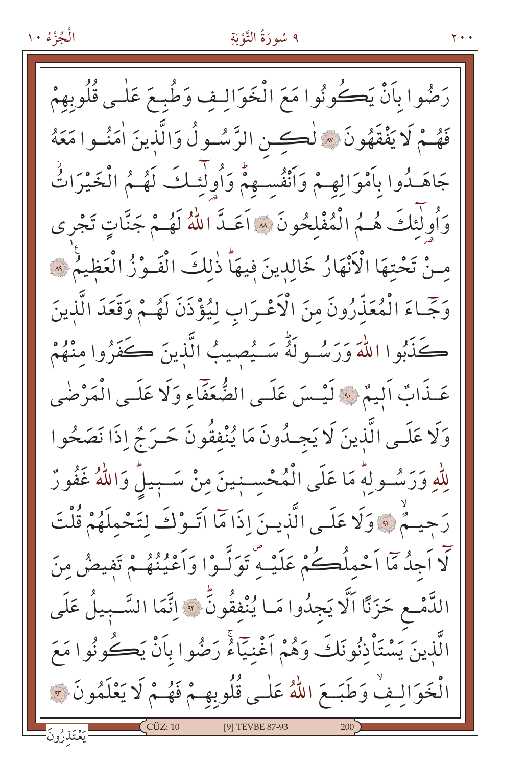رَضُوا بِاَنْ يَكُونُوا مَعَ الْخَوَالِفِ وَطُبِعَ عَلٰى قُلُوبِهِمْ فَهُمْ لَا يَفْقَهُونَ ﴿٨٧﴾ لٰكِنِ الرَّسُولُ وَالَّذِينَ اٰمَنُوا مَعَهُ جَاهَدُوا بِاَمْوَالِهِمْ وَاَنْفُسِهِمْۜ وَاُولٰٓئِكَ لَهُمُ الْخَيْرَاتُۘ وَاُولٰٓئِكَ هُمُ الْمُفْلِحُونَ ﴿٨٨﴾ اَعَدَّ اللّٰهُ لَهُمْ جَنَّاتٍ تَجْرِي مِنْ تَحْتِهَا الْاَنْهَارُ خَالِدِينَ فِيهَاۜ ذٰلِكَ الْفَوْزُ الْعَظِيمُ ﴿٨٩﴾ وَجَٓاءَ الْمُعَذِّرُونَ مِنَ الْاَعْرَابِ لِيُؤْذَنَ لَهُمْ وَقَعَدَ الَّذِينَ كَذَبُوا اللّٰهَ وَرَسُولَهُۜ سَيُصِيبُ الَّذِينَ كَفَرُوا مِنْهُمْ عَذَابٌ اَلِيمٌ ﴿٩٠﴾ لَيْسَ عَلَى الضُّعَفَٓاءِ وَلَا عَلَى الْمَرْضٰى وَلَا عَلَى الَّذِينَ لَا يَجِدُونَ مَا يُنْفِقُونَ حَرَجٌ اِذَا نَصَحُوا لِلّٰهِ وَرَسُولِهٖۜ مَا عَلَى الْمُحْسِنِينَ مِنْ سَبِيلٍۜ وَاللّٰهُ غَفُورٌ رَحِيمٌۙ ﴿٩١﴾ وَلَا عَلَى الَّذِينَ اِذَا مَٓا اَتَوْكَ لِتَحْمِلَهُمْ قُلْتَ لَٓا اَجِدُ مَٓا اَحْمِلُكُمْ عَلَيْهِۖ تَوَلَّوْا وَاَعْيُنُهُمْ تَفِيضُ مِنَ الدَّمْعِ حَزَنًا اَلَّا يَجِدُوا مَا يُنْفِقُونَۜ ﴿٩٢﴾ اِنَّمَا السَّبِيلُ عَلَى الَّذِينَ يَسْتَأْذِنُونَكَ وَهُمْ اَغْنِيَٓاءُۚ رَضُوا بِاَنْ يَكُونُوا مَعَ الْخَوَالِفِۙ وَطَبَعَ اللّٰهُ عَلٰى قُلُوبِهِمْ فَهُمْ لَا يَعْلَمُونَ ﴿٩٣﴾